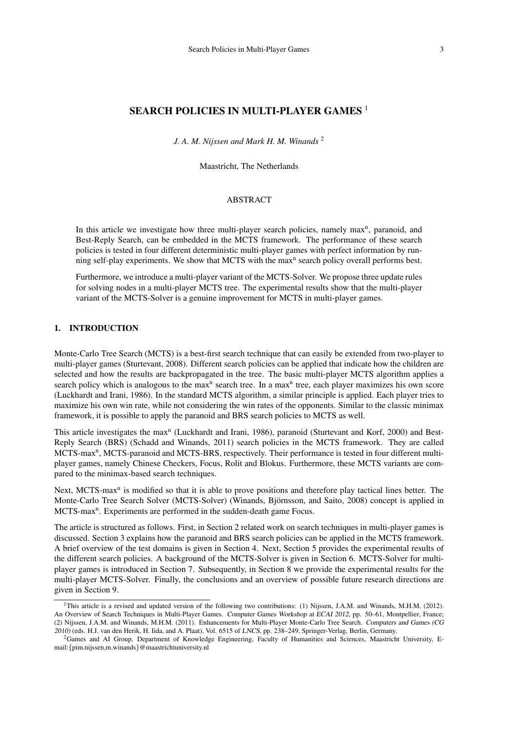# SEARCH POLICIES IN MULTI-PLAYER GAMES [1]

*J. A. M. Nijssen and Mark H. M. Winands* [2]

Maastricht, The Netherlands

## ABSTRACT

In this article we investigate how three multi-player search policies, namely max$^n$, paranoid, and Best-Reply Search, can be embedded in the MCTS framework. The performance of these search policies is tested in four different deterministic multi-player games with perfect information by running self-play experiments. We show that MCTS with the max$^n$ search policy overall performs best.

Furthermore, we introduce a multi-player variant of the MCTS-Solver. We propose three update rules for solving nodes in a multi-player MCTS tree. The experimental results show that the multi-player variant of the MCTS-Solver is a genuine improvement for MCTS in multi-player games.

## 1. INTRODUCTION

Monte-Carlo Tree Search (MCTS) is a best-first search technique that can easily be extended from two-player to multi-player games (Sturtevant, 2008). Different search policies can be applied that indicate how the children are selected and how the results are backpropagated in the tree. The basic multi-player MCTS algorithm applies a search policy which is analogous to the max$^n$ search tree. In a max$^n$ tree, each player maximizes his own score (Luckhardt and Irani, 1986). In the standard MCTS algorithm, a similar principle is applied. Each player tries to maximize his own win rate, while not considering the win rates of the opponents. Similar to the classic minimax framework, it is possible to apply the paranoid and BRS search policies to MCTS as well.

This article investigates the max$^n$ (Luckhardt and Irani, 1986), paranoid (Sturtevant and Korf, 2000) and Best-Reply Search (BRS) (Schadd and Winands, 2011) search policies in the MCTS framework. They are called MCTS-max$^n$, MCTS-paranoid and MCTS-BRS, respectively. Their performance is tested in four different multi-player games, namely Chinese Checkers, Focus, Rolit and Blokus. Furthermore, these MCTS variants are compared to the minimax-based search techniques.

Next, MCTS-max$^n$ is modified so that it is able to prove positions and therefore play tactical lines better. The Monte-Carlo Tree Search Solver (MCTS-Solver) (Winands, Björnsson, and Saito, 2008) concept is applied in MCTS-max$^n$. Experiments are performed in the sudden-death game Focus.

The article is structured as follows. First, in Section 2 related work on search techniques in multi-player games is discussed. Section 3 explains how the paranoid and BRS search policies can be applied in the MCTS framework. A brief overview of the test domains is given in Section 4. Next, Section 5 provides the experimental results of the different search policies. A background of the MCTS-Solver is given in Section 6. MCTS-Solver for multi-player games is introduced in Section 7. Subsequently, in Section 8 we provide the experimental results for the multi-player MCTS-Solver. Finally, the conclusions and an overview of possible future research directions are given in Section 9.

---

[1] This article is a revised and updated version of the following two contributions: (1) Nijssen, J.A.M. and Winands, M.H.M. (2012). An Overview of Search Techniques in Multi-Player Games. *Computer Games Workshop at ECAI 2012*, pp. 50–61, Montpellier, France; (2) Nijssen, J.A.M. and Winands, M.H.M. (2011). Enhancements for Multi-Player Monte-Carlo Tree Search. *Computers and Games (CG 2010)* (eds. H.J. van den Herik, H. Iida, and A. Plaat), Vol. 6515 of *LNCS*, pp. 238–249, Springer-Verlag, Berlin, Germany.

[2] Games and AI Group, Department of Knowledge Engineering, Faculty of Humanities and Sciences, Maastricht University, E-mail:{pim.nijssen,m.winands}@maastrichtuniversity.nl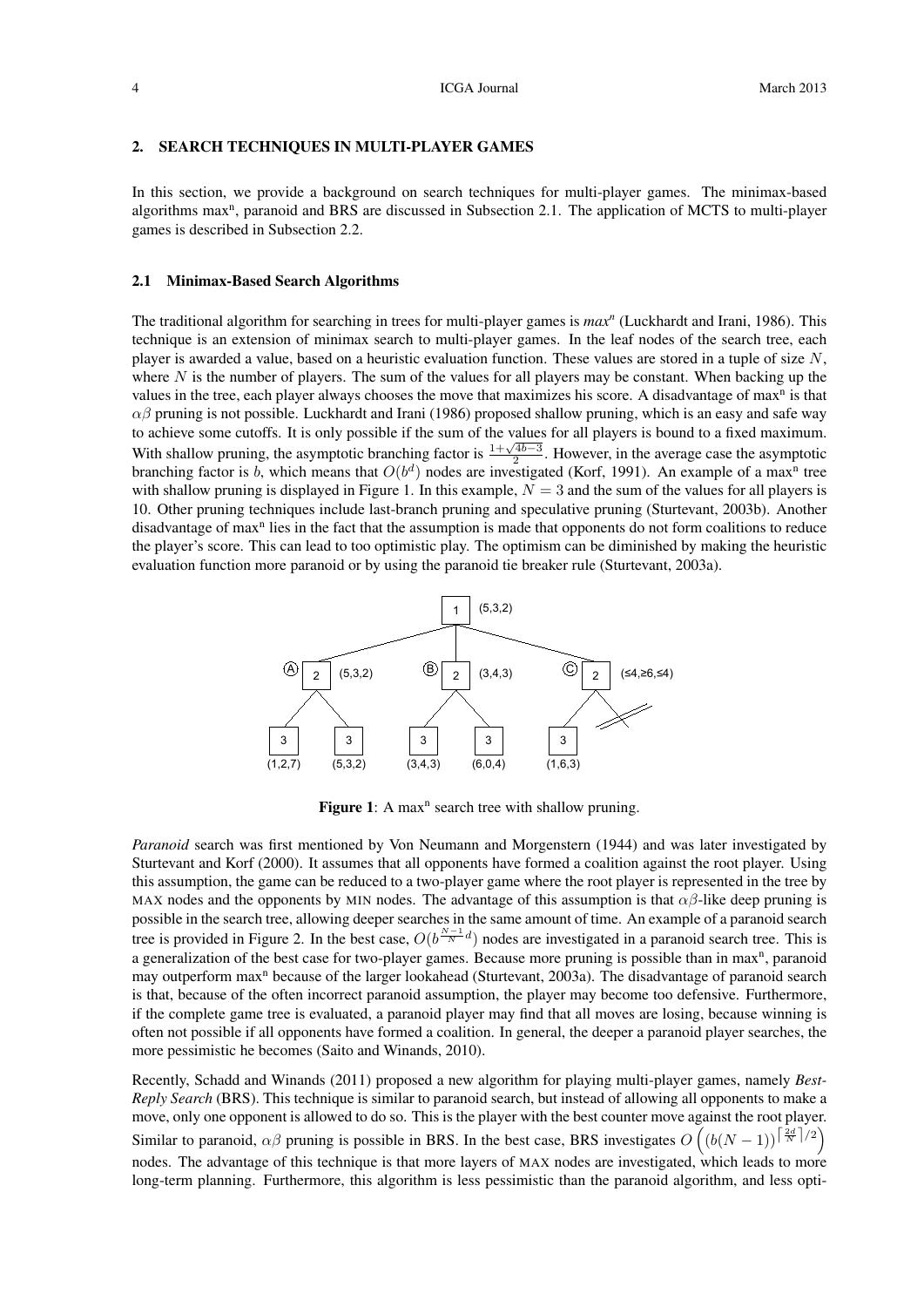## 2. SEARCH TECHNIQUES IN MULTI-PLAYER GAMES

In this section, we provide a background on search techniques for multi-player games. The minimax-based algorithms max$^n$, paranoid and BRS are discussed in Subsection 2.1. The application of MCTS to multi-player games is described in Subsection 2.2.

### 2.1 Minimax-Based Search Algorithms

The traditional algorithm for searching in trees for multi-player games is *max$^n$* (Luckhardt and Irani, 1986). This technique is an extension of minimax search to multi-player games. In the leaf nodes of the search tree, each player is awarded a value, based on a heuristic evaluation function. These values are stored in a tuple of size $N$, where $N$ is the number of players. The sum of the values for all players may be constant. When backing up the values in the tree, each player always chooses the move that maximizes his score. A disadvantage of max$^n$ is that $\alpha\beta$ pruning is not possible. Luckhardt and Irani (1986) proposed shallow pruning, which is an easy and safe way to achieve some cutoffs. It is only possible if the sum of the values for all players is bound to a fixed maximum. With shallow pruning, the asymptotic branching factor is $\frac{1+\sqrt{4b-3}}{2}$. However, in the average case the asymptotic branching factor is $b$, which means that $O(b^d)$ nodes are investigated (Korf, 1991). An example of a max$^n$ tree with shallow pruning is displayed in Figure 1. In this example, $N = 3$ and the sum of the values for all players is 10. Other pruning techniques include last-branch pruning and speculative pruning (Sturtevant, 2003b). Another disadvantage of max$^n$ lies in the fact that the assumption is made that opponents do not form coalitions to reduce the player's score. This can lead to too optimistic play. The optimism can be diminished by making the heuristic evaluation function more paranoid or by using the paranoid tie breaker rule (Sturtevant, 2003a).

**Figure 1**: A max$^n$ search tree with shallow pruning.

*Paranoid* search was first mentioned by Von Neumann and Morgenstern (1944) and was later investigated by Sturtevant and Korf (2000). It assumes that all opponents have formed a coalition against the root player. Using this assumption, the game can be reduced to a two-player game where the root player is represented in the tree by MAX nodes and the opponents by MIN nodes. The advantage of this assumption is that $\alpha\beta$-like deep pruning is possible in the search tree, allowing deeper searches in the same amount of time. An example of a paranoid search tree is provided in Figure 2. In the best case, $O(b^{\frac{N-1}{N}d})$ nodes are investigated in a paranoid search tree. This is a generalization of the best case for two-player games. Because more pruning is possible than in max$^n$, paranoid may outperform max$^n$ because of the larger lookahead (Sturtevant, 2003a). The disadvantage of paranoid search is that, because of the often incorrect paranoid assumption, the player may become too defensive. Furthermore, if the complete game tree is evaluated, a paranoid player may find that all moves are losing, because winning is often not possible if all opponents have formed a coalition. In general, the deeper a paranoid player searches, the more pessimistic he becomes (Saito and Winands, 2010).

Recently, Schadd and Winands (2011) proposed a new algorithm for playing multi-player games, namely *Best-Reply Search* (BRS). This technique is similar to paranoid search, but instead of allowing all opponents to make a move, only one opponent is allowed to do so. This is the player with the best counter move against the root player. Similar to paranoid, $\alpha\beta$ pruning is possible in BRS. In the best case, BRS investigates $O\left((b(N-1))^{\lceil \frac{2d}{N} \rceil / 2}\right)$ nodes. The advantage of this technique is that more layers of MAX nodes are investigated, which leads to more long-term planning. Furthermore, this algorithm is less pessimistic than the paranoid algorithm, and less opti-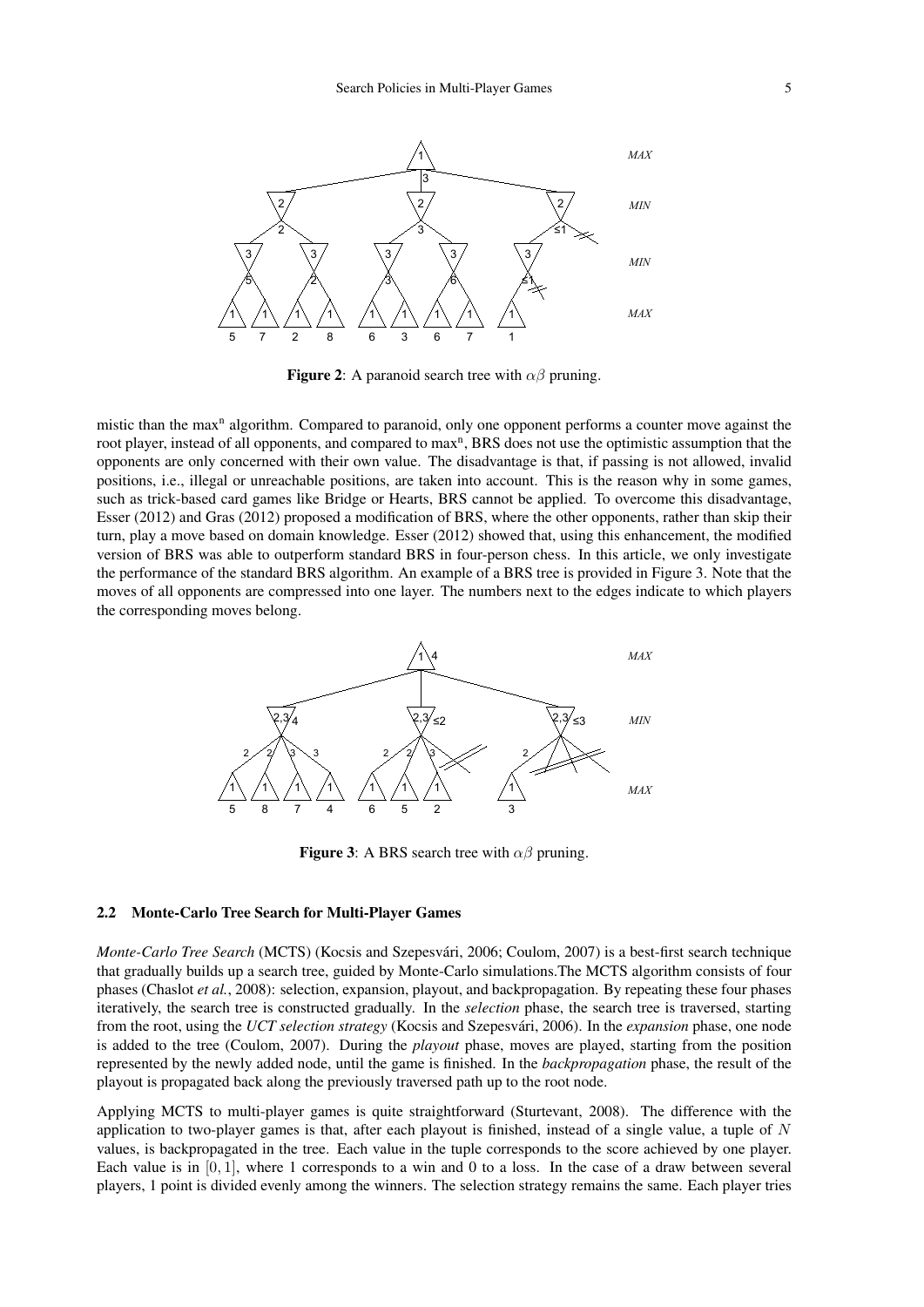**Figure 2**: A paranoid search tree with $\alpha\beta$ pruning.

mistic than the max[n] algorithm. Compared to paranoid, only one opponent performs a counter move against the root player, instead of all opponents, and compared to max[n], BRS does not use the optimistic assumption that the opponents are only concerned with their own value. The disadvantage is that, if passing is not allowed, invalid positions, i.e., illegal or unreachable positions, are taken into account. This is the reason why in some games, such as trick-based card games like Bridge or Hearts, BRS cannot be applied. To overcome this disadvantage, Esser (2012) and Gras (2012) proposed a modification of BRS, where the other opponents, rather than skip their turn, play a move based on domain knowledge. Esser (2012) showed that, using this enhancement, the modified version of BRS was able to outperform standard BRS in four-person chess. In this article, we only investigate the performance of the standard BRS algorithm. An example of a BRS tree is provided in Figure 3. Note that the moves of all opponents are compressed into one layer. The numbers next to the edges indicate to which players the corresponding moves belong.

**Figure 3**: A BRS search tree with $\alpha\beta$ pruning.

### 2.2 Monte-Carlo Tree Search for Multi-Player Games

*Monte-Carlo Tree Search* (MCTS) (Kocsis and Szepesvári, 2006; Coulom, 2007) is a best-first search technique that gradually builds up a search tree, guided by Monte-Carlo simulations.The MCTS algorithm consists of four phases (Chaslot *et al.*, 2008): selection, expansion, playout, and backpropagation. By repeating these four phases iteratively, the search tree is constructed gradually. In the *selection* phase, the search tree is traversed, starting from the root, using the *UCT selection strategy* (Kocsis and Szepesvári, 2006). In the *expansion* phase, one node is added to the tree (Coulom, 2007). During the *playout* phase, moves are played, starting from the position represented by the newly added node, until the game is finished. In the *backpropagation* phase, the result of the playout is propagated back along the previously traversed path up to the root node.

Applying MCTS to multi-player games is quite straightforward (Sturtevant, 2008). The difference with the application to two-player games is that, after each playout is finished, instead of a single value, a tuple of $N$ values, is backpropagated in the tree. Each value in the tuple corresponds to the score achieved by one player. Each value is in $[0, 1]$, where 1 corresponds to a win and 0 to a loss. In the case of a draw between several players, 1 point is divided evenly among the winners. The selection strategy remains the same. Each player tries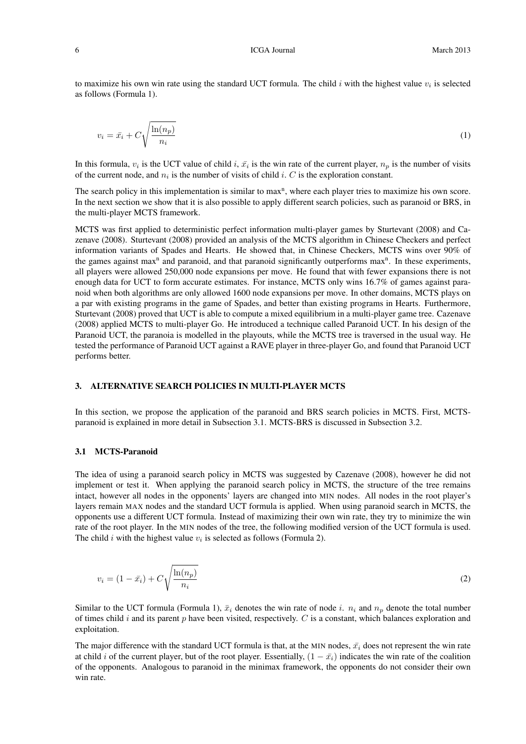to maximize his own win rate using the standard UCT formula. The child $i$ with the highest value $v_i$ is selected as follows (Formula 1).

$$v_i = \bar{x_i} + C\sqrt{\frac{\ln(n_p)}{n_i}} \tag{1}$$

In this formula, $v_i$ is the UCT value of child $i$, $\bar{x_i}$ is the win rate of the current player, $n_p$ is the number of visits of the current node, and $n_i$ is the number of visits of child $i$. $C$ is the exploration constant.

The search policy in this implementation is similar to max$^n$, where each player tries to maximize his own score. In the next section we show that it is also possible to apply different search policies, such as paranoid or BRS, in the multi-player MCTS framework.

MCTS was first applied to deterministic perfect information multi-player games by Sturtevant (2008) and Cazenave (2008). Sturtevant (2008) provided an analysis of the MCTS algorithm in Chinese Checkers and perfect information variants of Spades and Hearts. He showed that, in Chinese Checkers, MCTS wins over 90% of the games against max$^n$ and paranoid, and that paranoid significantly outperforms max$^n$. In these experiments, all players were allowed 250,000 node expansions per move. He found that with fewer expansions there is not enough data for UCT to form accurate estimates. For instance, MCTS only wins 16.7% of games against paranoid when both algorithms are only allowed 1600 node expansions per move. In other domains, MCTS plays on a par with existing programs in the game of Spades, and better than existing programs in Hearts. Furthermore, Sturtevant (2008) proved that UCT is able to compute a mixed equilibrium in a multi-player game tree. Cazenave (2008) applied MCTS to multi-player Go. He introduced a technique called Paranoid UCT. In his design of the Paranoid UCT, the paranoia is modelled in the playouts, while the MCTS tree is traversed in the usual way. He tested the performance of Paranoid UCT against a RAVE player in three-player Go, and found that Paranoid UCT performs better.

## 3. ALTERNATIVE SEARCH POLICIES IN MULTI-PLAYER MCTS

In this section, we propose the application of the paranoid and BRS search policies in MCTS. First, MCTS-paranoid is explained in more detail in Subsection 3.1. MCTS-BRS is discussed in Subsection 3.2.

### 3.1 MCTS-Paranoid

The idea of using a paranoid search policy in MCTS was suggested by Cazenave (2008), however he did not implement or test it. When applying the paranoid search policy in MCTS, the structure of the tree remains intact, however all nodes in the opponents' layers are changed into MIN nodes. All nodes in the root player's layers remain MAX nodes and the standard UCT formula is applied. When using paranoid search in MCTS, the opponents use a different UCT formula. Instead of maximizing their own win rate, they try to minimize the win rate of the root player. In the MIN nodes of the tree, the following modified version of the UCT formula is used. The child $i$ with the highest value $v_i$ is selected as follows (Formula 2).

$$v_i = (1 - \bar{x_i}) + C\sqrt{\frac{\ln(n_p)}{n_i}} \tag{2}$$

Similar to the UCT formula (Formula 1), $\bar{x_i}$ denotes the win rate of node $i$. $n_i$ and $n_p$ denote the total number of times child $i$ and its parent $p$ have been visited, respectively. $C$ is a constant, which balances exploration and exploitation.

The major difference with the standard UCT formula is that, at the MIN nodes, $\bar{x_i}$ does not represent the win rate at child $i$ of the current player, but of the root player. Essentially, $(1 - \bar{x_i})$ indicates the win rate of the coalition of the opponents. Analogous to paranoid in the minimax framework, the opponents do not consider their own win rate.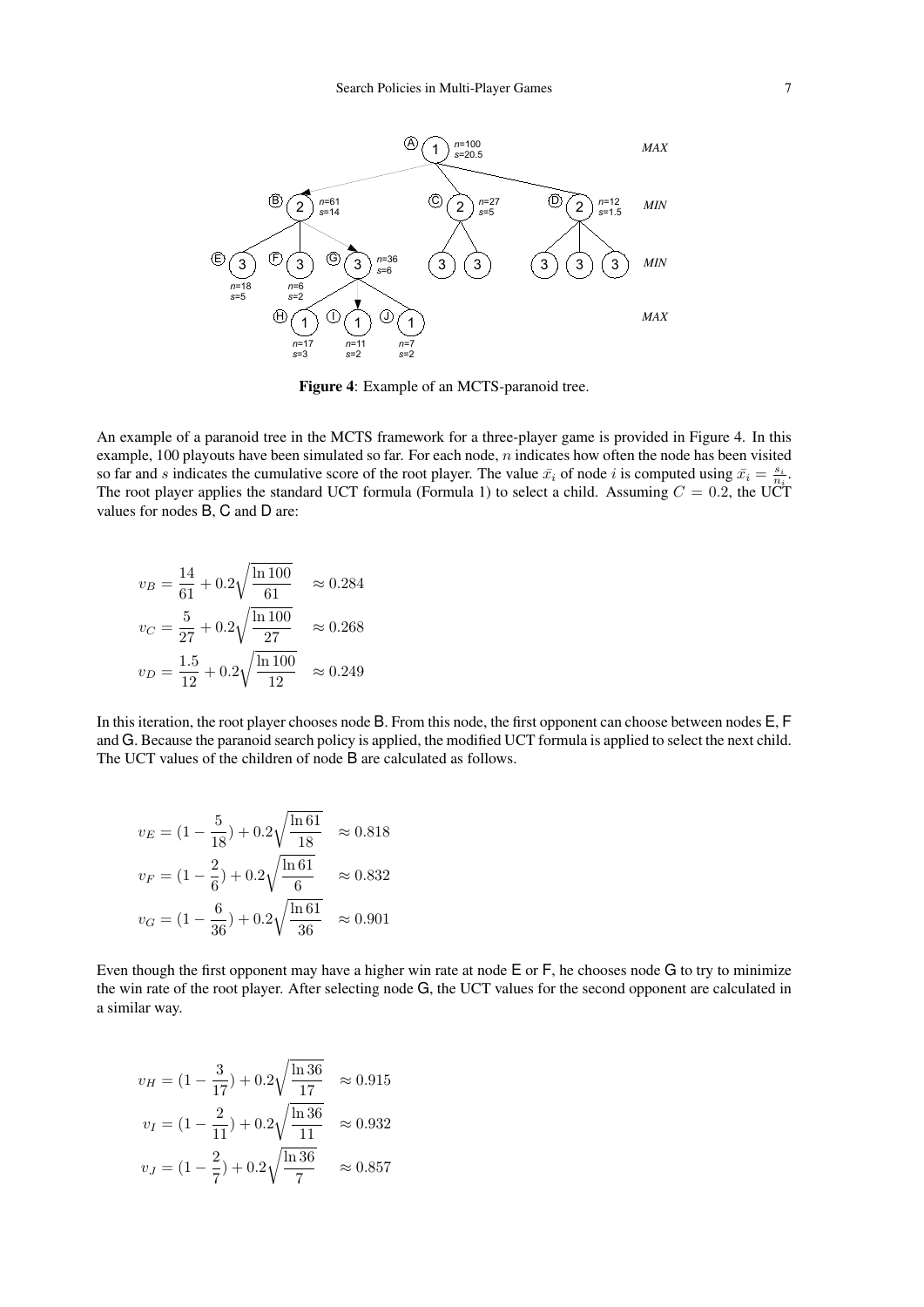**Figure 4**: Example of an MCTS-paranoid tree.

An example of a paranoid tree in the MCTS framework for a three-player game is provided in Figure 4. In this example, 100 playouts have been simulated so far. For each node, $n$ indicates how often the node has been visited so far and $s$ indicates the cumulative score of the root player. The value $\bar{x}_i$ of node $i$ is computed using $\bar{x}_i = \frac{s_i}{n_i}$. The root player applies the standard UCT formula (Formula 1) to select a child. Assuming $C = 0.2$, the UCT values for nodes B, C and D are:

$$v_B = \frac{14}{61} + 0.2\sqrt{\frac{\ln 100}{61}} \approx 0.284$$

$$v_C = \frac{5}{27} + 0.2\sqrt{\frac{\ln 100}{27}} \approx 0.268$$

$$v_D = \frac{1.5}{12} + 0.2\sqrt{\frac{\ln 100}{12}} \approx 0.249$$

In this iteration, the root player chooses node B. From this node, the first opponent can choose between nodes E, F and G. Because the paranoid search policy is applied, the modified UCT formula is applied to select the next child. The UCT values of the children of node B are calculated as follows.

$$v_E = (1 - \frac{5}{18}) + 0.2\sqrt{\frac{\ln 61}{18}} \approx 0.818$$

$$v_F = (1 - \frac{2}{6}) + 0.2\sqrt{\frac{\ln 61}{6}} \approx 0.832$$

$$v_G = (1 - \frac{6}{36}) + 0.2\sqrt{\frac{\ln 61}{36}} \approx 0.901$$

Even though the first opponent may have a higher win rate at node E or F, he chooses node G to try to minimize the win rate of the root player. After selecting node G, the UCT values for the second opponent are calculated in a similar way.

$$v_H = (1 - \frac{3}{17}) + 0.2\sqrt{\frac{\ln 36}{17}} \approx 0.915$$

$$v_I = (1 - \frac{2}{11}) + 0.2\sqrt{\frac{\ln 36}{11}} \approx 0.932$$

$$v_J = (1 - \frac{2}{7}) + 0.2\sqrt{\frac{\ln 36}{7}} \approx 0.857$$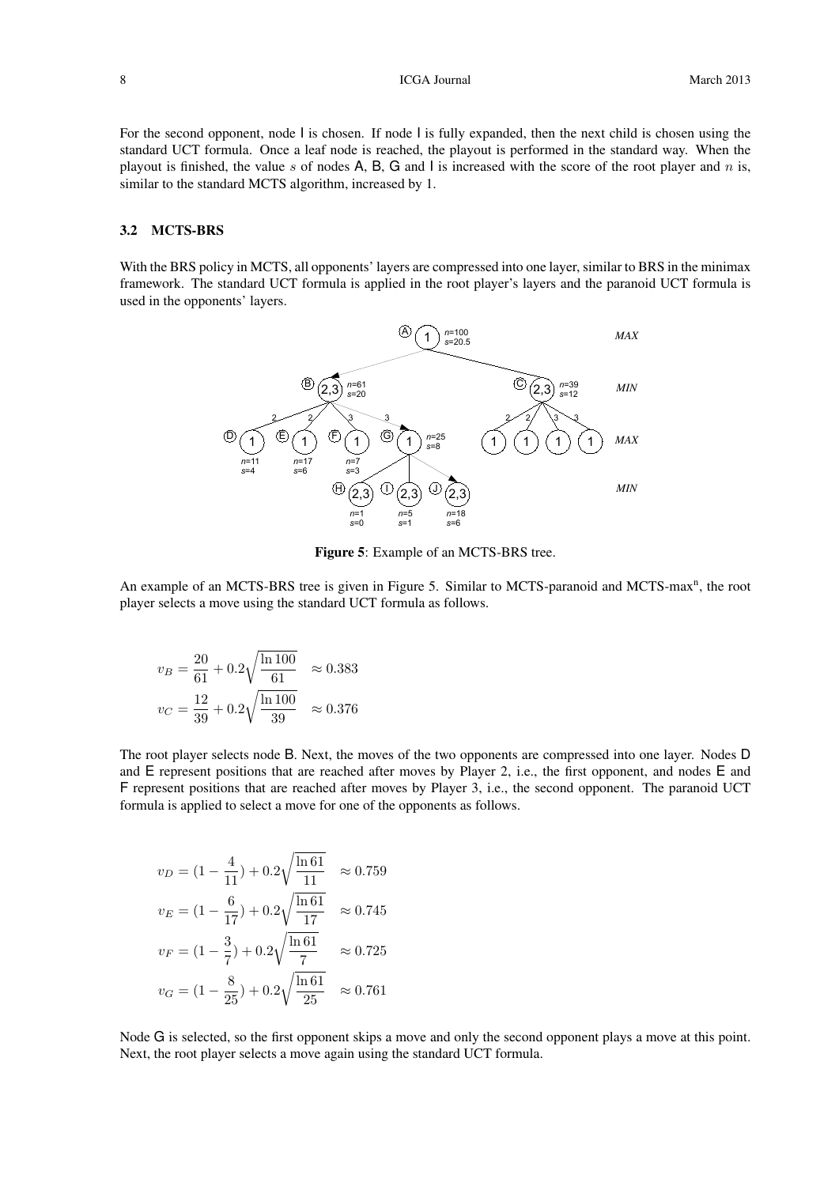For the second opponent, node I is chosen. If node I is fully expanded, then the next child is chosen using the standard UCT formula. Once a leaf node is reached, the playout is performed in the standard way. When the playout is finished, the value $s$ of nodes A, B, G and I is increased with the score of the root player and $n$ is, similar to the standard MCTS algorithm, increased by 1.

### 3.2 MCTS-BRS

With the BRS policy in MCTS, all opponents' layers are compressed into one layer, similar to BRS in the minimax framework. The standard UCT formula is applied in the root player's layers and the paranoid UCT formula is used in the opponents' layers.

**Figure 5**: Example of an MCTS-BRS tree.

An example of an MCTS-BRS tree is given in Figure 5. Similar to MCTS-paranoid and MCTS-max$^n$, the root player selects a move using the standard UCT formula as follows.

$$v_B = \frac{20}{61} + 0.2\sqrt{\frac{\ln 100}{61}} \approx 0.383$$

$$v_C = \frac{12}{39} + 0.2\sqrt{\frac{\ln 100}{39}} \approx 0.376$$

The root player selects node B. Next, the moves of the two opponents are compressed into one layer. Nodes D and E represent positions that are reached after moves by Player 2, i.e., the first opponent, and nodes E and F represent positions that are reached after moves by Player 3, i.e., the second opponent. The paranoid UCT formula is applied to select a move for one of the opponents as follows.

$$v_D = (1 - \frac{4}{11}) + 0.2\sqrt{\frac{\ln 61}{11}} \approx 0.759$$

$$v_E = (1 - \frac{6}{17}) + 0.2\sqrt{\frac{\ln 61}{17}} \approx 0.745$$

$$v_F = (1 - \frac{3}{7}) + 0.2\sqrt{\frac{\ln 61}{7}} \approx 0.725$$

$$v_G = (1 - \frac{8}{25}) + 0.2\sqrt{\frac{\ln 61}{25}} \approx 0.761$$

Node G is selected, so the first opponent skips a move and only the second opponent plays a move at this point. Next, the root player selects a move again using the standard UCT formula.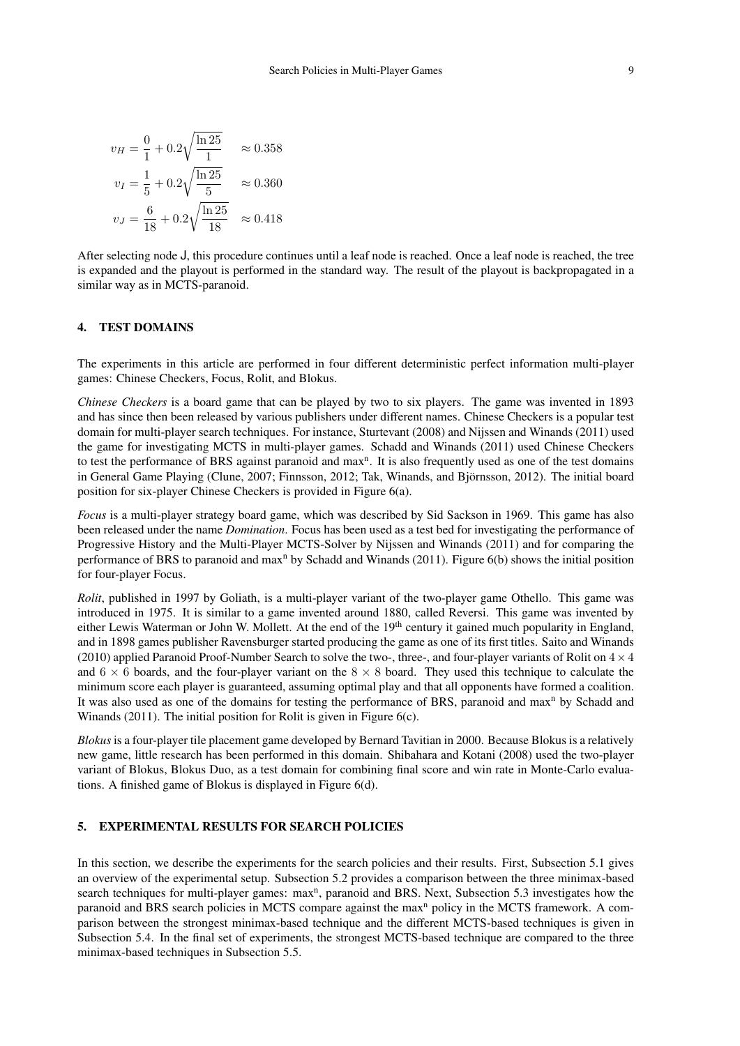$$v_H = \frac{0}{1} + 0.2\sqrt{\frac{\ln 25}{1}} \approx 0.358$$
$$v_I = \frac{1}{5} + 0.2\sqrt{\frac{\ln 25}{5}} \approx 0.360$$
$$v_J = \frac{6}{18} + 0.2\sqrt{\frac{\ln 25}{18}} \approx 0.418$$

After selecting node J, this procedure continues until a leaf node is reached. Once a leaf node is reached, the tree is expanded and the playout is performed in the standard way. The result of the playout is backpropagated in a similar way as in MCTS-paranoid.

## 4. TEST DOMAINS

The experiments in this article are performed in four different deterministic perfect information multi-player games: Chinese Checkers, Focus, Rolit, and Blokus.

*Chinese Checkers* is a board game that can be played by two to six players. The game was invented in 1893 and has since then been released by various publishers under different names. Chinese Checkers is a popular test domain for multi-player search techniques. For instance, Sturtevant (2008) and Nijssen and Winands (2011) used the game for investigating MCTS in multi-player games. Schadd and Winands (2011) used Chinese Checkers to test the performance of BRS against paranoid and max$^n$. It is also frequently used as one of the test domains in General Game Playing (Clune, 2007; Finnsson, 2012; Tak, Winands, and Björnsson, 2012). The initial board position for six-player Chinese Checkers is provided in Figure 6(a).

*Focus* is a multi-player strategy board game, which was described by Sid Sackson in 1969. This game has also been released under the name *Domination*. Focus has been used as a test bed for investigating the performance of Progressive History and the Multi-Player MCTS-Solver by Nijssen and Winands (2011) and for comparing the performance of BRS to paranoid and max$^n$ by Schadd and Winands (2011). Figure 6(b) shows the initial position for four-player Focus.

*Rolit*, published in 1997 by Goliath, is a multi-player variant of the two-player game Othello. This game was introduced in 1975. It is similar to a game invented around 1880, called Reversi. This game was invented by either Lewis Waterman or John W. Mollett. At the end of the 19$^{th}$ century it gained much popularity in England, and in 1898 games publisher Ravensburger started producing the game as one of its first titles. Saito and Winands (2010) applied Paranoid Proof-Number Search to solve the two-, three-, and four-player variants of Rolit on $4 \times 4$ and $6 \times 6$ boards, and the four-player variant on the $8 \times 8$ board. They used this technique to calculate the minimum score each player is guaranteed, assuming optimal play and that all opponents have formed a coalition. It was also used as one of the domains for testing the performance of BRS, paranoid and max$^n$ by Schadd and Winands (2011). The initial position for Rolit is given in Figure 6(c).

*Blokus* is a four-player tile placement game developed by Bernard Tavitian in 2000. Because Blokus is a relatively new game, little research has been performed in this domain. Shibahara and Kotani (2008) used the two-player variant of Blokus, Blokus Duo, as a test domain for combining final score and win rate in Monte-Carlo evaluations. A finished game of Blokus is displayed in Figure 6(d).

## 5. EXPERIMENTAL RESULTS FOR SEARCH POLICIES

In this section, we describe the experiments for the search policies and their results. First, Subsection 5.1 gives an overview of the experimental setup. Subsection 5.2 provides a comparison between the three minimax-based search techniques for multi-player games: max$^n$, paranoid and BRS. Next, Subsection 5.3 investigates how the paranoid and BRS search policies in MCTS compare against the max$^n$ policy in the MCTS framework. A comparison between the strongest minimax-based technique and the different MCTS-based techniques is given in Subsection 5.4. In the final set of experiments, the strongest MCTS-based technique are compared to the three minimax-based techniques in Subsection 5.5.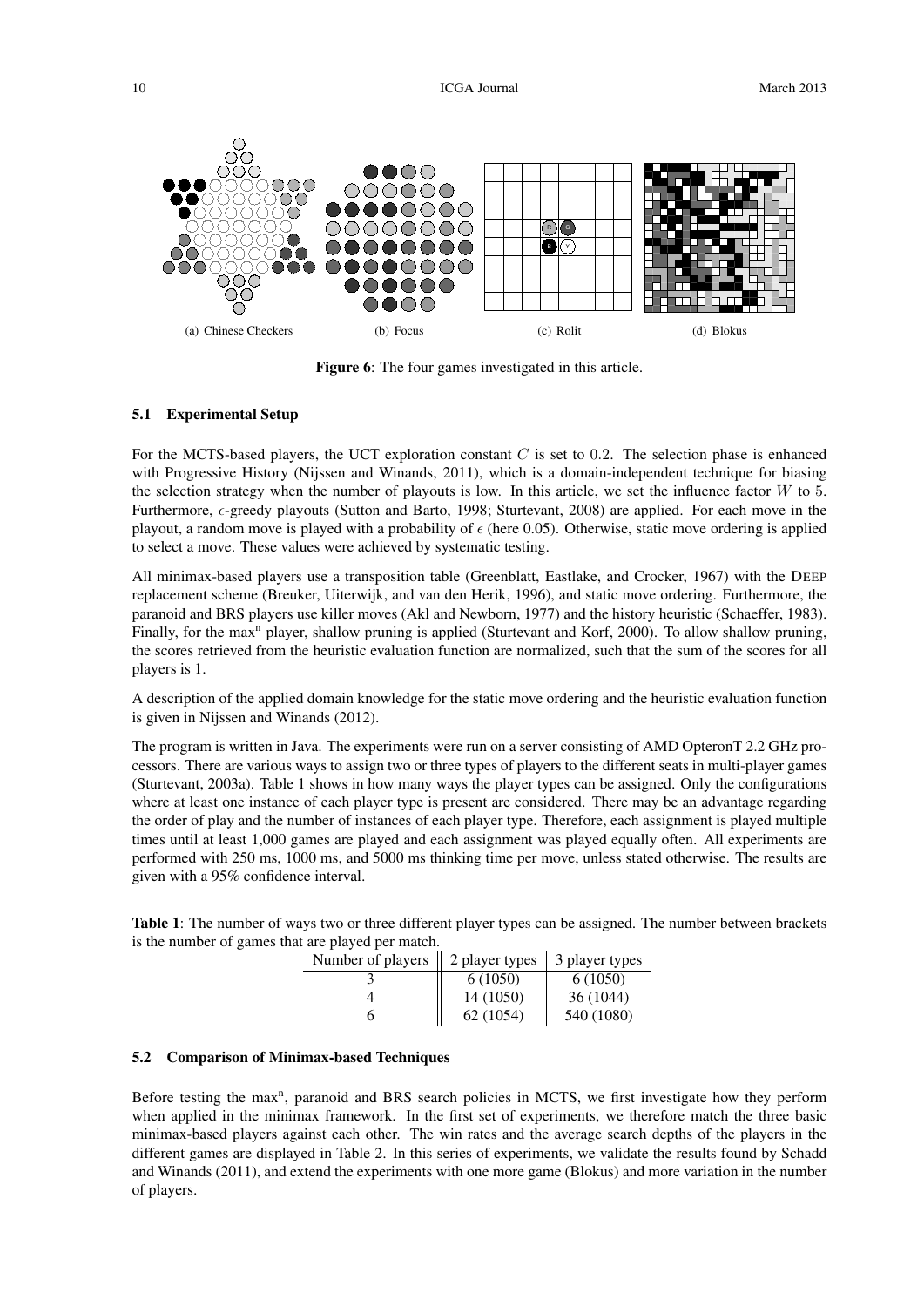(a) Chinese Checkers (b) Focus (c) Rolit (d) Blokus

**Figure 6**: The four games investigated in this article.

### 5.1 Experimental Setup

For the MCTS-based players, the UCT exploration constant $C$ is set to 0.2. The selection phase is enhanced with Progressive History (Nijssen and Winands, 2011), which is a domain-independent technique for biasing the selection strategy when the number of playouts is low. In this article, we set the influence factor $W$ to 5. Furthermore, $\epsilon$-greedy playouts (Sutton and Barto, 1998; Sturtevant, 2008) are applied. For each move in the playout, a random move is played with a probability of $\epsilon$ (here 0.05). Otherwise, static move ordering is applied to select a move. These values were achieved by systematic testing.

All minimax-based players use a transposition table (Greenblatt, Eastlake, and Crocker, 1967) with the DEEP replacement scheme (Breuker, Uiterwijk, and van den Herik, 1996), and static move ordering. Furthermore, the paranoid and BRS players use killer moves (Akl and Newborn, 1977) and the history heuristic (Schaeffer, 1983). Finally, for the max$^n$ player, shallow pruning is applied (Sturtevant and Korf, 2000). To allow shallow pruning, the scores retrieved from the heuristic evaluation function are normalized, such that the sum of the scores for all players is 1.

A description of the applied domain knowledge for the static move ordering and the heuristic evaluation function is given in Nijssen and Winands (2012).

The program is written in Java. The experiments were run on a server consisting of AMD OpteronT 2.2 GHz processors. There are various ways to assign two or three types of players to the different seats in multi-player games (Sturtevant, 2003a). Table 1 shows in how many ways the player types can be assigned. Only the configurations where at least one instance of each player type is present are considered. There may be an advantage regarding the order of play and the number of instances of each player type. Therefore, each assignment is played multiple times until at least 1,000 games are played and each assignment was played equally often. All experiments are performed with 250 ms, 1000 ms, and 5000 ms thinking time per move, unless stated otherwise. The results are given with a 95% confidence interval.

**Table 1**: The number of ways two or three different player types can be assigned. The number between brackets is the number of games that are played per match.

| Number of players | 2 player types | 3 player types |
|---|---|---|
| 3 | 6 (1050) | 6 (1050) |
| 4 | 14 (1050) | 36 (1044) |
| 6 | 62 (1054) | 540 (1080) |

### 5.2 Comparison of Minimax-based Techniques

Before testing the max$^n$, paranoid and BRS search policies in MCTS, we first investigate how they perform when applied in the minimax framework. In the first set of experiments, we therefore match the three basic minimax-based players against each other. The win rates and the average search depths of the players in the different games are displayed in Table 2. In this series of experiments, we validate the results found by Schadd and Winands (2011), and extend the experiments with one more game (Blokus) and more variation in the number of players.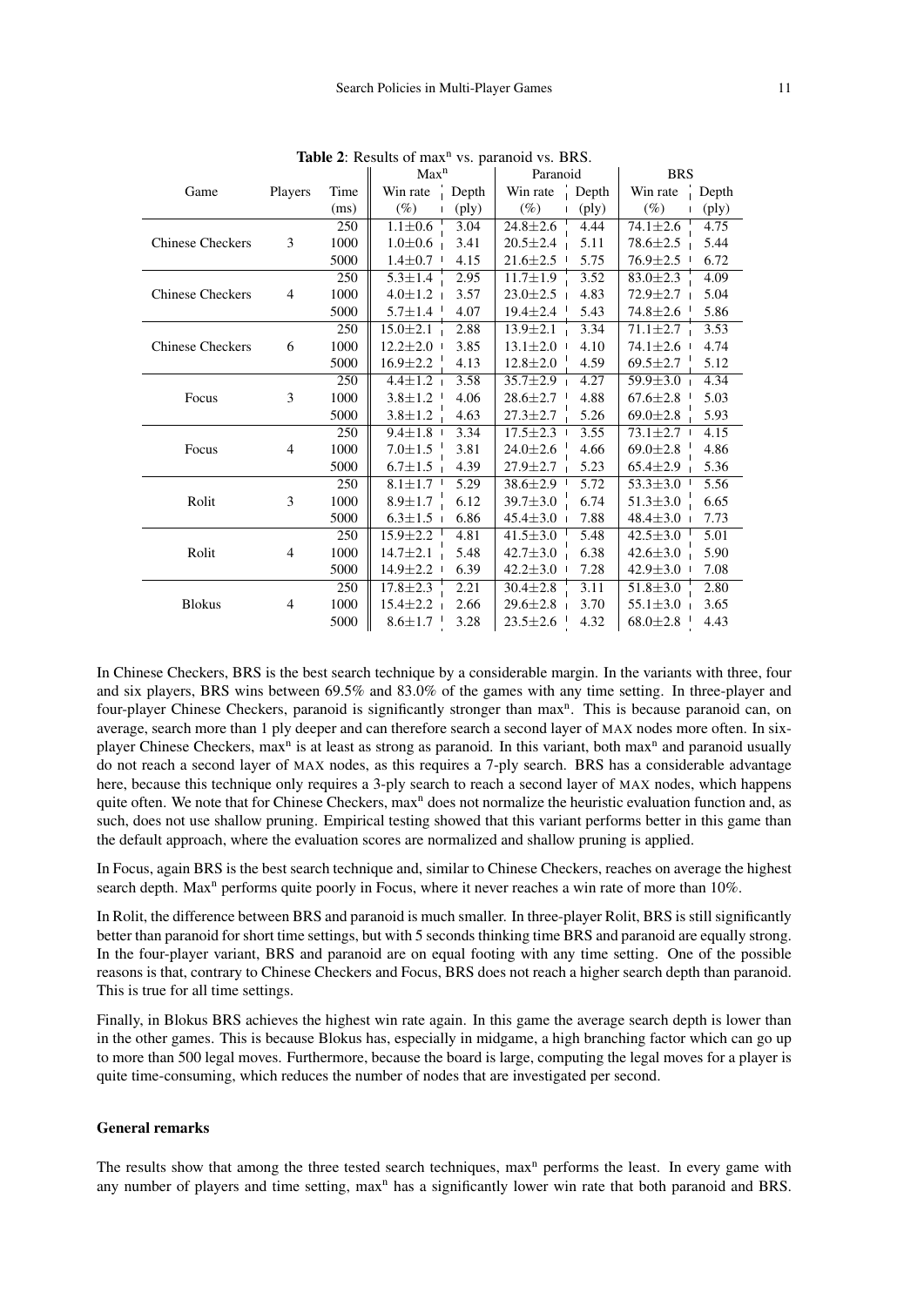**Table 2**: Results of $\max^n$ vs. paranoid vs. BRS.

| Game | Players | Time | $\max^n$ | | Paranoid | | BRS | |
|---|---|---|---|---|---|---|---|---|
| | | | Win rate | Depth | Win rate | Depth | Win rate | Depth |
| | | (ms) | (%) | (ply) | (%) | (ply) | (%) | (ply) |
| Chinese Checkers | 3 | 250 | 1.1±0.6 | 3.04 | 24.8±2.6 | 4.44 | 74.1±2.6 | 4.75 |
| | | 1000 | 1.0±0.6 | 3.41 | 20.5±2.4 | 5.11 | 78.6±2.5 | 5.44 |
| | | 5000 | 1.4±0.7 | 4.15 | 21.6±2.5 | 5.75 | 76.9±2.5 | 6.72 |
| Chinese Checkers | 4 | 250 | 5.3±1.4 | 2.95 | 11.7±1.9 | 3.52 | 83.0±2.3 | 4.09 |
| | | 1000 | 4.0±1.2 | 3.57 | 23.0±2.5 | 4.83 | 72.9±2.7 | 5.04 |
| | | 5000 | 5.7±1.4 | 4.07 | 19.4±2.4 | 5.43 | 74.8±2.6 | 5.86 |
| Chinese Checkers | 6 | 250 | 15.0±2.1 | 2.88 | 13.9±2.1 | 3.34 | 71.1±2.7 | 3.53 |
| | | 1000 | 12.2±2.0 | 3.85 | 13.1±2.0 | 4.10 | 74.1±2.6 | 4.74 |
| | | 5000 | 16.9±2.2 | 4.13 | 12.8±2.0 | 4.59 | 69.5±2.7 | 5.12 |
| Focus | 3 | 250 | 4.4±1.2 | 3.58 | 35.7±2.9 | 4.27 | 59.9±3.0 | 4.34 |
| | | 1000 | 3.8±1.2 | 4.06 | 28.6±2.7 | 4.88 | 67.6±2.8 | 5.03 |
| | | 5000 | 3.8±1.2 | 4.63 | 27.3±2.7 | 5.26 | 69.0±2.8 | 5.93 |
| Focus | 4 | 250 | 9.4±1.8 | 3.34 | 17.5±2.3 | 3.55 | 73.1±2.7 | 4.15 |
| | | 1000 | 7.0±1.5 | 3.81 | 24.0±2.6 | 4.66 | 69.0±2.8 | 4.86 |
| | | 5000 | 6.7±1.5 | 4.39 | 27.9±2.7 | 5.23 | 65.4±2.9 | 5.36 |
| Rolit | 3 | 250 | 8.1±1.7 | 5.29 | 38.6±2.9 | 5.72 | 53.3±3.0 | 5.56 |
| | | 1000 | 8.9±1.7 | 6.12 | 39.7±3.0 | 6.74 | 51.3±3.0 | 6.65 |
| | | 5000 | 6.3±1.5 | 6.86 | 45.4±3.0 | 7.88 | 48.4±3.0 | 7.73 |
| Rolit | 4 | 250 | 15.9±2.2 | 4.81 | 41.5±3.0 | 5.48 | 42.5±3.0 | 5.01 |
| | | 1000 | 14.7±2.1 | 5.48 | 42.7±3.0 | 6.38 | 42.6±3.0 | 5.90 |
| | | 5000 | 14.9±2.2 | 6.39 | 42.2±3.0 | 7.28 | 42.9±3.0 | 7.08 |
| Blokus | 4 | 250 | 17.8±2.3 | 2.21 | 30.4±2.8 | 3.11 | 51.8±3.0 | 2.80 |
| | | 1000 | 15.4±2.2 | 2.66 | 29.6±2.8 | 3.70 | 55.1±3.0 | 3.65 |
| | | 5000 | 8.6±1.7 | 3.28 | 23.5±2.6 | 4.32 | 68.0±2.8 | 4.43 |

In Chinese Checkers, BRS is the best search technique by a considerable margin. In the variants with three, four and six players, BRS wins between 69.5% and 83.0% of the games with any time setting. In three-player and four-player Chinese Checkers, paranoid is significantly stronger than $\max^n$. This is because paranoid can, on average, search more than 1 ply deeper and can therefore search a second layer of MAX nodes more often. In six-player Chinese Checkers, $\max^n$ is at least as strong as paranoid. In this variant, both $\max^n$ and paranoid usually do not reach a second layer of MAX nodes, as this requires a 7-ply search. BRS has a considerable advantage here, because this technique only requires a 3-ply search to reach a second layer of MAX nodes, which happens quite often. We note that for Chinese Checkers, $\max^n$ does not normalize the heuristic evaluation function and, as such, does not use shallow pruning. Empirical testing showed that this variant performs better in this game than the default approach, where the evaluation scores are normalized and shallow pruning is applied.

In Focus, again BRS is the best search technique and, similar to Chinese Checkers, reaches on average the highest search depth. $\text{Max}^n$ performs quite poorly in Focus, where it never reaches a win rate of more than 10%.

In Rolit, the difference between BRS and paranoid is much smaller. In three-player Rolit, BRS is still significantly better than paranoid for short time settings, but with 5 seconds thinking time BRS and paranoid are equally strong. In the four-player variant, BRS and paranoid are on equal footing with any time setting. One of the possible reasons is that, contrary to Chinese Checkers and Focus, BRS does not reach a higher search depth than paranoid. This is true for all time settings.

Finally, in Blokus BRS achieves the highest win rate again. In this game the average search depth is lower than in the other games. This is because Blokus has, especially in midgame, a high branching factor which can go up to more than 500 legal moves. Furthermore, because the board is large, computing the legal moves for a player is quite time-consuming, which reduces the number of nodes that are investigated per second.

#### General remarks

The results show that among the three tested search techniques, $\max^n$ performs the least. In every game with any number of players and time setting, $\max^n$ has a significantly lower win rate that both paranoid and BRS.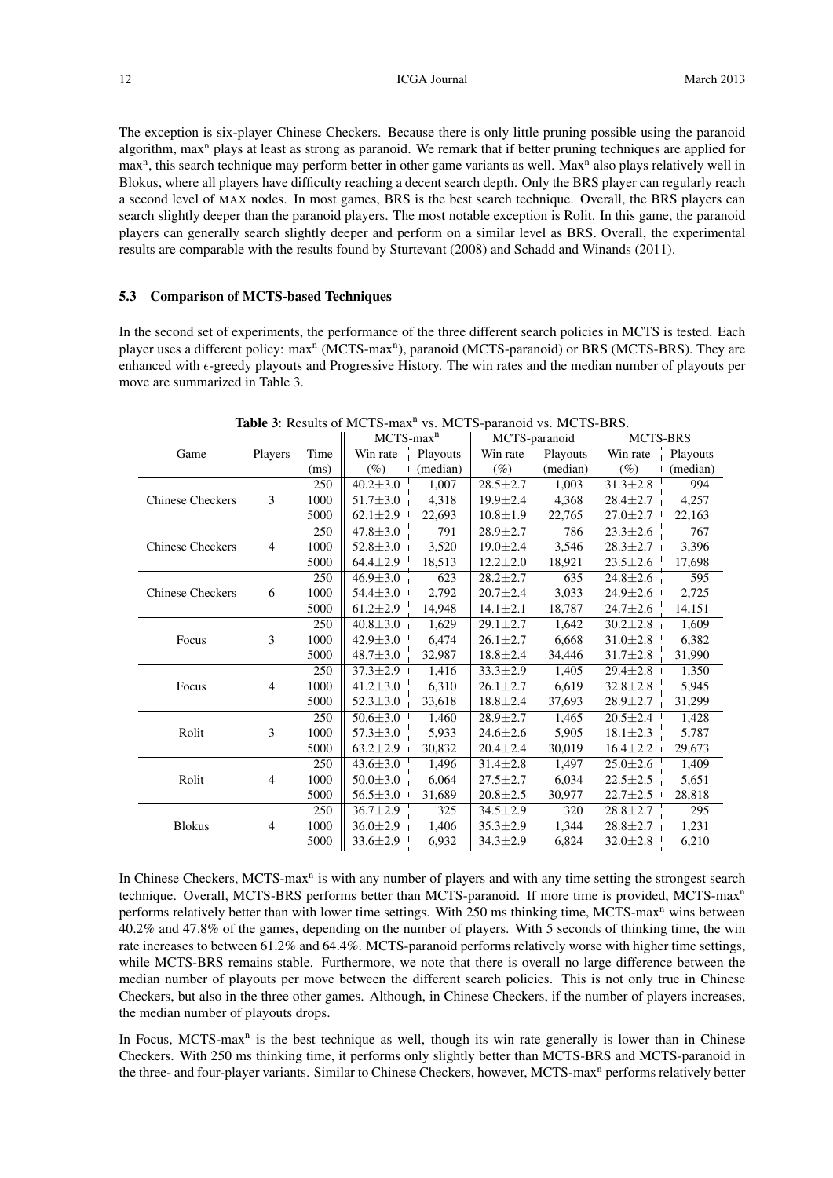The exception is six-player Chinese Checkers. Because there is only little pruning possible using the paranoid algorithm, max$^n$ plays at least as strong as paranoid. We remark that if better pruning techniques are applied for max$^n$, this search technique may perform better in other game variants as well. Max$^n$ also plays relatively well in Blokus, where all players have difficulty reaching a decent search depth. Only the BRS player can regularly reach a second level of MAX nodes. In most games, BRS is the best search technique. Overall, the BRS players can search slightly deeper than the paranoid players. The most notable exception is Rolit. In this game, the paranoid players can generally search slightly deeper and perform on a similar level as BRS. Overall, the experimental results are comparable with the results found by Sturtevant (2008) and Schadd and Winands (2011).

### 5.3 Comparison of MCTS-based Techniques

In the second set of experiments, the performance of the three different search policies in MCTS is tested. Each player uses a different policy: max$^n$ (MCTS-max$^n$), paranoid (MCTS-paranoid) or BRS (MCTS-BRS). They are enhanced with $\epsilon$-greedy playouts and Progressive History. The win rates and the median number of playouts per move are summarized in Table 3.

**Table 3**: Results of MCTS-max$^n$ vs. MCTS-paranoid vs. MCTS-BRS.

| Game | Players | Time | MCTS-max$^n$ | | MCTS-paranoid | | MCTS-BRS | |
|---|---|---|---|---|---|---|---|---|
| | | (ms) | Win rate (%) | Playouts (median) | Win rate (%) | Playouts (median) | Win rate (%) | Playouts (median) |
| Chinese Checkers | 3 | 250 | 40.2±3.0 | 1,007 | 28.5±2.7 | 1,003 | 31.3±2.8 | 994 |
| | | 1000 | 51.7±3.0 | 4,318 | 19.9±2.4 | 4,368 | 28.4±2.7 | 4,257 |
| | | 5000 | 62.1±2.9 | 22,693 | 10.8±1.9 | 22,765 | 27.0±2.7 | 22,163 |
| Chinese Checkers | 4 | 250 | 47.8±3.0 | 791 | 28.9±2.7 | 786 | 23.3±2.6 | 767 |
| | | 1000 | 52.8±3.0 | 3,520 | 19.0±2.4 | 3,546 | 28.3±2.7 | 3,396 |
| | | 5000 | 64.4±2.9 | 18,513 | 12.2±2.0 | 18,921 | 23.5±2.6 | 17,698 |
| Chinese Checkers | 6 | 250 | 46.9±3.0 | 623 | 28.2±2.7 | 635 | 24.8±2.6 | 595 |
| | | 1000 | 54.4±3.0 | 2,792 | 20.7±2.4 | 3,033 | 24.9±2.6 | 2,725 |
| | | 5000 | 61.2±2.9 | 14,948 | 14.1±2.1 | 18,787 | 24.7±2.6 | 14,151 |
| Focus | 3 | 250 | 40.8±3.0 | 1,629 | 29.1±2.7 | 1,642 | 30.2±2.8 | 1,609 |
| | | 1000 | 42.9±3.0 | 6,474 | 26.1±2.7 | 6,668 | 31.0±2.8 | 6,382 |
| | | 5000 | 48.7±3.0 | 32,987 | 18.8±2.4 | 34,446 | 31.7±2.8 | 31,990 |
| Focus | 4 | 250 | 37.3±2.9 | 1,416 | 33.3±2.9 | 1,405 | 29.4±2.8 | 1,350 |
| | | 1000 | 41.2±3.0 | 6,310 | 26.1±2.7 | 6,619 | 32.8±2.8 | 5,945 |
| | | 5000 | 52.3±3.0 | 33,618 | 18.8±2.4 | 37,693 | 28.9±2.7 | 31,299 |
| Rolit | 3 | 250 | 50.6±3.0 | 1,460 | 28.9±2.7 | 1,465 | 20.5±2.4 | 1,428 |
| | | 1000 | 57.3±3.0 | 5,933 | 24.6±2.6 | 5,905 | 18.1±2.3 | 5,787 |
| | | 5000 | 63.2±2.9 | 30,832 | 20.4±2.4 | 30,019 | 16.4±2.2 | 29,673 |
| Rolit | 4 | 250 | 43.6±3.0 | 1,496 | 31.4±2.8 | 1,497 | 25.0±2.6 | 1,409 |
| | | 1000 | 50.0±3.0 | 6,064 | 27.5±2.7 | 6,034 | 22.5±2.5 | 5,651 |
| | | 5000 | 56.5±3.0 | 31,689 | 20.8±2.5 | 30,977 | 22.7±2.5 | 28,818 |
| Blokus | 4 | 250 | 36.7±2.9 | 325 | 34.5±2.9 | 320 | 28.8±2.7 | 295 |
| | | 1000 | 36.0±2.9 | 1,406 | 35.3±2.9 | 1,344 | 28.8±2.7 | 1,231 |
| | | 5000 | 33.6±2.9 | 6,932 | 34.3±2.9 | 6,824 | 32.0±2.8 | 6,210 |

In Chinese Checkers, MCTS-max$^n$ is with any number of players and with any time setting the strongest search technique. Overall, MCTS-BRS performs better than MCTS-paranoid. If more time is provided, MCTS-max$^n$ performs relatively better than with lower time settings. With 250 ms thinking time, MCTS-max$^n$ wins between 40.2% and 47.8% of the games, depending on the number of players. With 5 seconds of thinking time, the win rate increases to between 61.2% and 64.4%. MCTS-paranoid performs relatively worse with higher time settings, while MCTS-BRS remains stable. Furthermore, we note that there is overall no large difference between the median number of playouts per move between the different search policies. This is not only true in Chinese Checkers, but also in the three other games. Although, in Chinese Checkers, if the number of players increases, the median number of playouts drops.

In Focus, MCTS-max$^n$ is the best technique as well, though its win rate generally is lower than in Chinese Checkers. With 250 ms thinking time, it performs only slightly better than MCTS-BRS and MCTS-paranoid in the three- and four-player variants. Similar to Chinese Checkers, however, MCTS-max$^n$ performs relatively better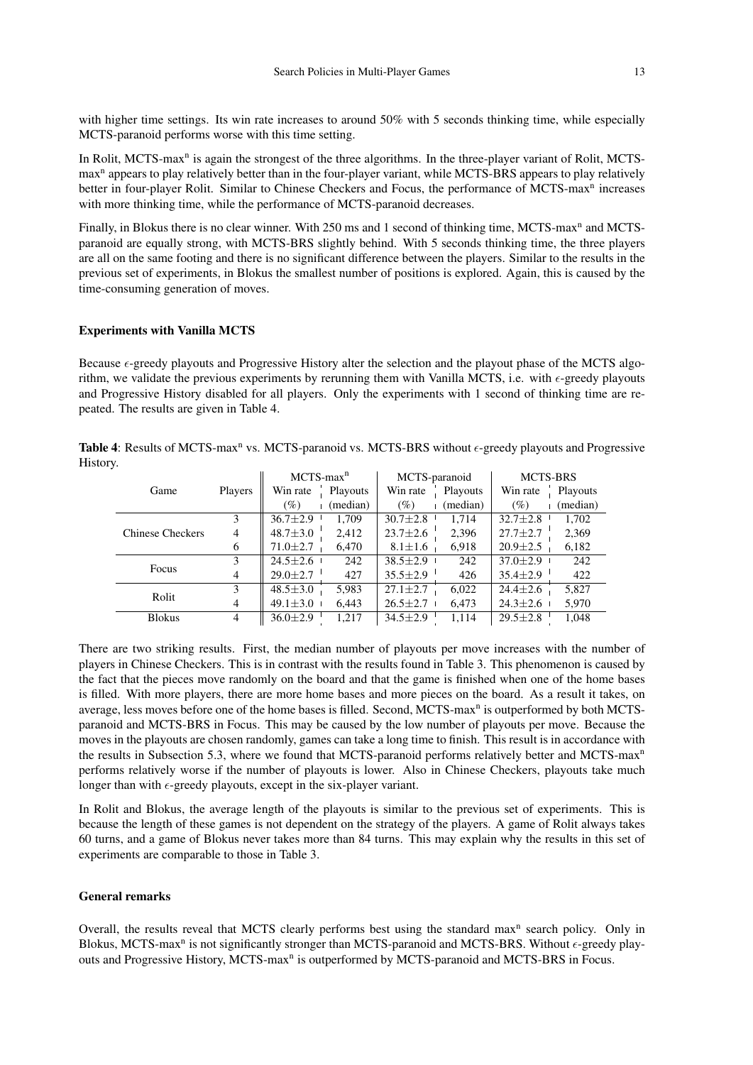with higher time settings. Its win rate increases to around 50% with 5 seconds thinking time, while especially MCTS-paranoid performs worse with this time setting.

In Rolit, MCTS-max$^n$ is again the strongest of the three algorithms. In the three-player variant of Rolit, MCTS-max$^n$ appears to play relatively better than in the four-player variant, while MCTS-BRS appears to play relatively better in four-player Rolit. Similar to Chinese Checkers and Focus, the performance of MCTS-max$^n$ increases with more thinking time, while the performance of MCTS-paranoid decreases.

Finally, in Blokus there is no clear winner. With 250 ms and 1 second of thinking time, MCTS-max$^n$ and MCTS-paranoid are equally strong, with MCTS-BRS slightly behind. With 5 seconds thinking time, the three players are all on the same footing and there is no significant difference between the players. Similar to the results in the previous set of experiments, in Blokus the smallest number of positions is explored. Again, this is caused by the time-consuming generation of moves.

#### Experiments with Vanilla MCTS

Because $\epsilon$-greedy playouts and Progressive History alter the selection and the playout phase of the MCTS algorithm, we validate the previous experiments by rerunning them with Vanilla MCTS, i.e. with $\epsilon$-greedy playouts and Progressive History disabled for all players. Only the experiments with 1 second of thinking time are repeated. The results are given in Table 4.

**Table 4**: Results of MCTS-max$^n$ vs. MCTS-paranoid vs. MCTS-BRS without $\epsilon$-greedy playouts and Progressive History.

| Game | Players | MCTS-max$^n$ | | MCTS-paranoid | | MCTS-BRS | |
|---|---|---|---|---|---|---|---|
| | | Win rate (%) | Playouts (median) | Win rate (%) | Playouts (median) | Win rate (%) | Playouts (median) |
| Chinese Checkers | 3 | 36.7±2.9 | 1,709 | 30.7±2.8 | 1,714 | 32.7±2.8 | 1,702 |
| | 4 | 48.7±3.0 | 2,412 | 23.7±2.6 | 2,396 | 27.7±2.7 | 2,369 |
| | 6 | 71.0±2.7 | 6,470 | 8.1±1.6 | 6,918 | 20.9±2.5 | 6,182 |
| Focus | 3 | 24.5±2.6 | 242 | 38.5±2.9 | 242 | 37.0±2.9 | 242 |
| | 4 | 29.0±2.7 | 427 | 35.5±2.9 | 426 | 35.4±2.9 | 422 |
| Rolit | 3 | 48.5±3.0 | 5,983 | 27.1±2.7 | 6,022 | 24.4±2.6 | 5,827 |
| | 4 | 49.1±3.0 | 6,443 | 26.5±2.7 | 6,473 | 24.3±2.6 | 5,970 |
| Blokus | 4 | 36.0±2.9 | 1,217 | 34.5±2.9 | 1,114 | 29.5±2.8 | 1,048 |

There are two striking results. First, the median number of playouts per move increases with the number of players in Chinese Checkers. This is in contrast with the results found in Table 3. This phenomenon is caused by the fact that the pieces move randomly on the board and that the game is finished when one of the home bases is filled. With more players, there are more home bases and more pieces on the board. As a result it takes, on average, less moves before one of the home bases is filled. Second, MCTS-max$^n$ is outperformed by both MCTS-paranoid and MCTS-BRS in Focus. This may be caused by the low number of playouts per move. Because the moves in the playouts are chosen randomly, games can take a long time to finish. This result is in accordance with the results in Subsection 5.3, where we found that MCTS-paranoid performs relatively better and MCTS-max$^n$ performs relatively worse if the number of playouts is lower. Also in Chinese Checkers, playouts take much longer than with $\epsilon$-greedy playouts, except in the six-player variant.

In Rolit and Blokus, the average length of the playouts is similar to the previous set of experiments. This is because the length of these games is not dependent on the strategy of the players. A game of Rolit always takes 60 turns, and a game of Blokus never takes more than 84 turns. This may explain why the results in this set of experiments are comparable to those in Table 3.

#### General remarks

Overall, the results reveal that MCTS clearly performs best using the standard max$^n$ search policy. Only in Blokus, MCTS-max$^n$ is not significantly stronger than MCTS-paranoid and MCTS-BRS. Without $\epsilon$-greedy playouts and Progressive History, MCTS-max$^n$ is outperformed by MCTS-paranoid and MCTS-BRS in Focus.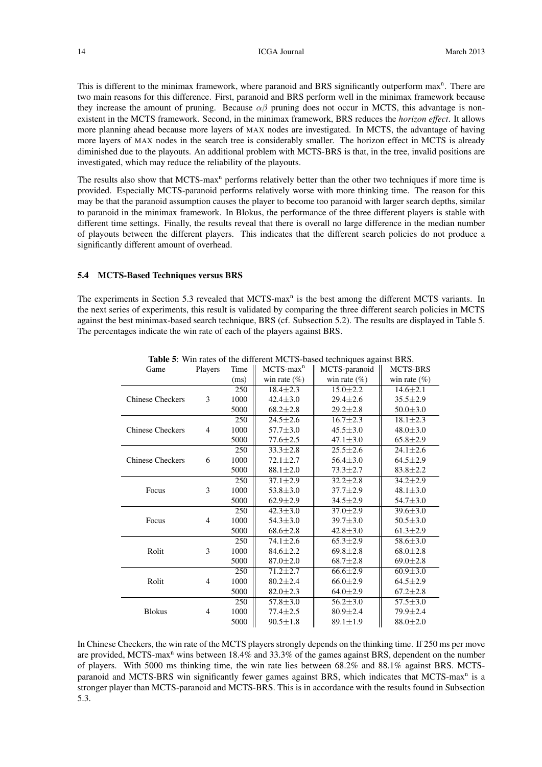This is different to the minimax framework, where paranoid and BRS significantly outperform max$^n$. There are two main reasons for this difference. First, paranoid and BRS perform well in the minimax framework because they increase the amount of pruning. Because $\alpha\beta$ pruning does not occur in MCTS, this advantage is non-existent in the MCTS framework. Second, in the minimax framework, BRS reduces the *horizon effect*. It allows more planning ahead because more layers of MAX nodes are investigated. In MCTS, the advantage of having more layers of MAX nodes in the search tree is considerably smaller. The horizon effect in MCTS is already diminished due to the playouts. An additional problem with MCTS-BRS is that, in the tree, invalid positions are investigated, which may reduce the reliability of the playouts.

The results also show that MCTS-max$^n$ performs relatively better than the other two techniques if more time is provided. Especially MCTS-paranoid performs relatively worse with more thinking time. The reason for this may be that the paranoid assumption causes the player to become too paranoid with larger search depths, similar to paranoid in the minimax framework. In Blokus, the performance of the three different players is stable with different time settings. Finally, the results reveal that there is overall no large difference in the median number of playouts between the different players. This indicates that the different search policies do not produce a significantly different amount of overhead.

### 5.4 MCTS-Based Techniques versus BRS

The experiments in Section 5.3 revealed that MCTS-max$^n$ is the best among the different MCTS variants. In the next series of experiments, this result is validated by comparing the three different search policies in MCTS against the best minimax-based search technique, BRS (cf. Subsection 5.2). The results are displayed in Table 5. The percentages indicate the win rate of each of the players against BRS.

**Table 5**: Win rates of the different MCTS-based techniques against BRS.

| Game | Players | Time (ms) | MCTS-max$^n$ win rate (%) | MCTS-paranoid win rate (%) | MCTS-BRS win rate (%) |
|---|---|---|---|---|---|
| | | 250 | 18.4±2.3 | 15.0±2.2 | 14.6±2.1 |
| Chinese Checkers | 3 | 1000 | 42.4±3.0 | 29.4±2.6 | 35.5±2.9 |
| | | 5000 | 68.2±2.8 | 29.2±2.8 | 50.0±3.0 |
| | | 250 | 24.5±2.6 | 16.7±2.3 | 18.1±2.3 |
| Chinese Checkers | 4 | 1000 | 57.7±3.0 | 45.5±3.0 | 48.0±3.0 |
| | | 5000 | 77.6±2.5 | 47.1±3.0 | 65.8±2.9 |
| | | 250 | 33.3±2.8 | 25.5±2.6 | 24.1±2.6 |
| Chinese Checkers | 6 | 1000 | 72.1±2.7 | 56.4±3.0 | 64.5±2.9 |
| | | 5000 | 88.1±2.0 | 73.3±2.7 | 83.8±2.2 |
| | | 250 | 37.1±2.9 | 32.2±2.8 | 34.2±2.9 |
| Focus | 3 | 1000 | 53.8±3.0 | 37.7±2.9 | 48.1±3.0 |
| | | 5000 | 62.9±2.9 | 34.5±2.9 | 54.7±3.0 |
| | | 250 | 42.3±3.0 | 37.0±2.9 | 39.6±3.0 |
| Focus | 4 | 1000 | 54.3±3.0 | 39.7±3.0 | 50.5±3.0 |
| | | 5000 | 68.6±2.8 | 42.8±3.0 | 61.3±2.9 |
| | | 250 | 74.1±2.6 | 65.3±2.9 | 58.6±3.0 |
| Rolit | 3 | 1000 | 84.6±2.2 | 69.8±2.8 | 68.0±2.8 |
| | | 5000 | 87.0±2.0 | 68.7±2.8 | 69.0±2.8 |
| | | 250 | 71.2±2.7 | 66.6±2.9 | 60.9±3.0 |
| Rolit | 4 | 1000 | 80.2±2.4 | 66.0±2.9 | 64.5±2.9 |
| | | 5000 | 82.0±2.3 | 64.0±2.9 | 67.2±2.8 |
| | | 250 | 57.8±3.0 | 56.2±3.0 | 57.5±3.0 |
| Blokus | 4 | 1000 | 77.4±2.5 | 80.9±2.4 | 79.9±2.4 |
| | | 5000 | 90.5±1.8 | 89.1±1.9 | 88.0±2.0 |

In Chinese Checkers, the win rate of the MCTS players strongly depends on the thinking time. If 250 ms per move are provided, MCTS-max$^n$ wins between 18.4% and 33.3% of the games against BRS, dependent on the number of players. With 5000 ms thinking time, the win rate lies between 68.2% and 88.1% against BRS. MCTS-paranoid and MCTS-BRS win significantly fewer games against BRS, which indicates that MCTS-max$^n$ is a stronger player than MCTS-paranoid and MCTS-BRS. This is in accordance with the results found in Subsection 5.3.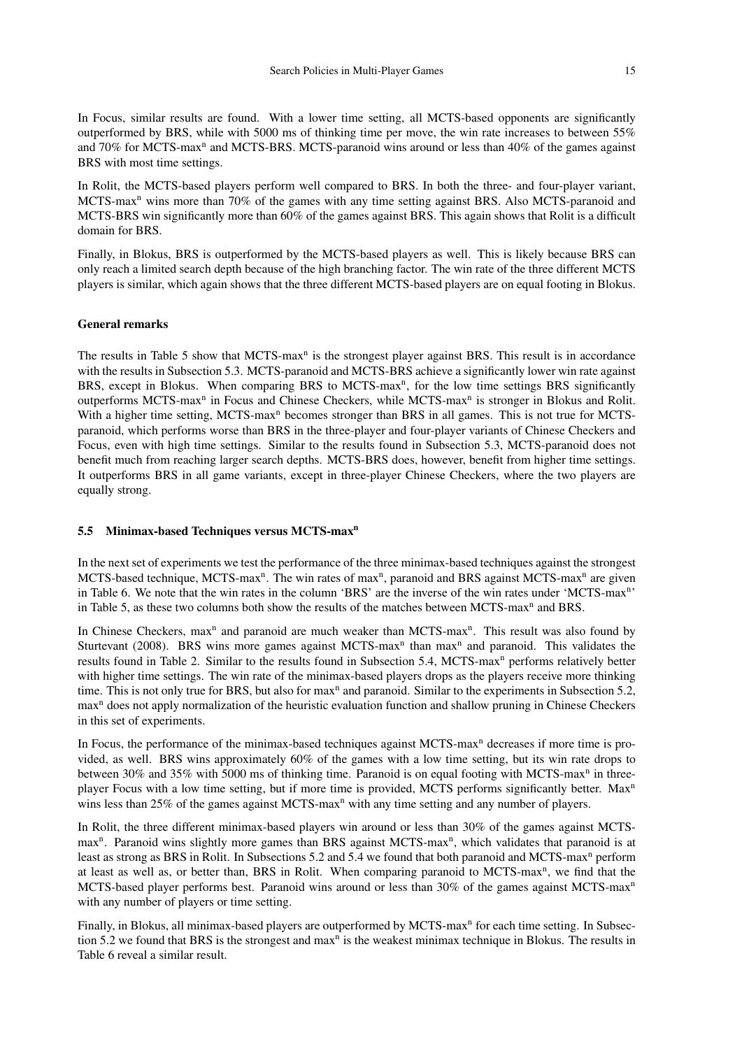In Focus, similar results are found. With a lower time setting, all MCTS-based opponents are significantly outperformed by BRS, while with 5000 ms of thinking time per move, the win rate increases to between 55% and 70% for MCTS-max$^n$ and MCTS-BRS. MCTS-paranoid wins around or less than 40% of the games against BRS with most time settings.

In Rolit, the MCTS-based players perform well compared to BRS. In both the three- and four-player variant, MCTS-max$^n$ wins more than 70% of the games with any time setting against BRS. Also MCTS-paranoid and MCTS-BRS win significantly more than 60% of the games against BRS. This again shows that Rolit is a difficult domain for BRS.

Finally, in Blokus, BRS is outperformed by the MCTS-based players as well. This is likely because BRS can only reach a limited search depth because of the high branching factor. The win rate of the three different MCTS players is similar, which again shows that the three different MCTS-based players are on equal footing in Blokus.

**General remarks**

The results in Table 5 show that MCTS-max$^n$ is the strongest player against BRS. This result is in accordance with the results in Subsection 5.3. MCTS-paranoid and MCTS-BRS achieve a significantly lower win rate against BRS, except in Blokus. When comparing BRS to MCTS-max$^n$, for the low time settings BRS significantly outperforms MCTS-max$^n$ in Focus and Chinese Checkers, while MCTS-max$^n$ is stronger in Blokus and Rolit. With a higher time setting, MCTS-max$^n$ becomes stronger than BRS in all games. This is not true for MCTS-paranoid, which performs worse than BRS in the three-player and four-player variants of Chinese Checkers and Focus, even with high time settings. Similar to the results found in Subsection 5.3, MCTS-paranoid does not benefit much from reaching larger search depths. MCTS-BRS does, however, benefit from higher time settings. It outperforms BRS in all game variants, except in three-player Chinese Checkers, where the two players are equally strong.

### 5.5 Minimax-based Techniques versus MCTS-max$^n$

In the next set of experiments we test the performance of the three minimax-based techniques against the strongest MCTS-based technique, MCTS-max$^n$. The win rates of max$^n$, paranoid and BRS against MCTS-max$^n$ are given in Table 6. We note that the win rates in the column 'BRS' are the inverse of the win rates under 'MCTS-max$^n$' in Table 5, as these two columns both show the results of the matches between MCTS-max$^n$ and BRS.

In Chinese Checkers, max$^n$ and paranoid are much weaker than MCTS-max$^n$. This result was also found by Sturtevant (2008). BRS wins more games against MCTS-max$^n$ than max$^n$ and paranoid. This validates the results found in Table 2. Similar to the results found in Subsection 5.4, MCTS-max$^n$ performs relatively better with higher time settings. The win rate of the minimax-based players drops as the players receive more thinking time. This is not only true for BRS, but also for max$^n$ and paranoid. Similar to the experiments in Subsection 5.2, max$^n$ does not apply normalization of the heuristic evaluation function and shallow pruning in Chinese Checkers in this set of experiments.

In Focus, the performance of the minimax-based techniques against MCTS-max$^n$ decreases if more time is provided, as well. BRS wins approximately 60% of the games with a low time setting, but its win rate drops to between 30% and 35% with 5000 ms of thinking time. Paranoid is on equal footing with MCTS-max$^n$ in three-player Focus with a low time setting, but if more time is provided, MCTS performs significantly better. Max$^n$ wins less than 25% of the games against MCTS-max$^n$ with any time setting and any number of players.

In Rolit, the three different minimax-based players win around or less than 30% of the games against MCTS-max$^n$. Paranoid wins slightly more games than BRS against MCTS-max$^n$, which validates that paranoid is at least as strong as BRS in Rolit. In Subsections 5.2 and 5.4 we found that both paranoid and MCTS-max$^n$ perform at least as well as, or better than, BRS in Rolit. When comparing paranoid to MCTS-max$^n$, we find that the MCTS-based player performs best. Paranoid wins around or less than 30% of the games against MCTS-max$^n$ with any number of players or time setting.

Finally, in Blokus, all minimax-based players are outperformed by MCTS-max$^n$ for each time setting. In Subsection 5.2 we found that BRS is the strongest and max$^n$ is the weakest minimax technique in Blokus. The results in Table 6 reveal a similar result.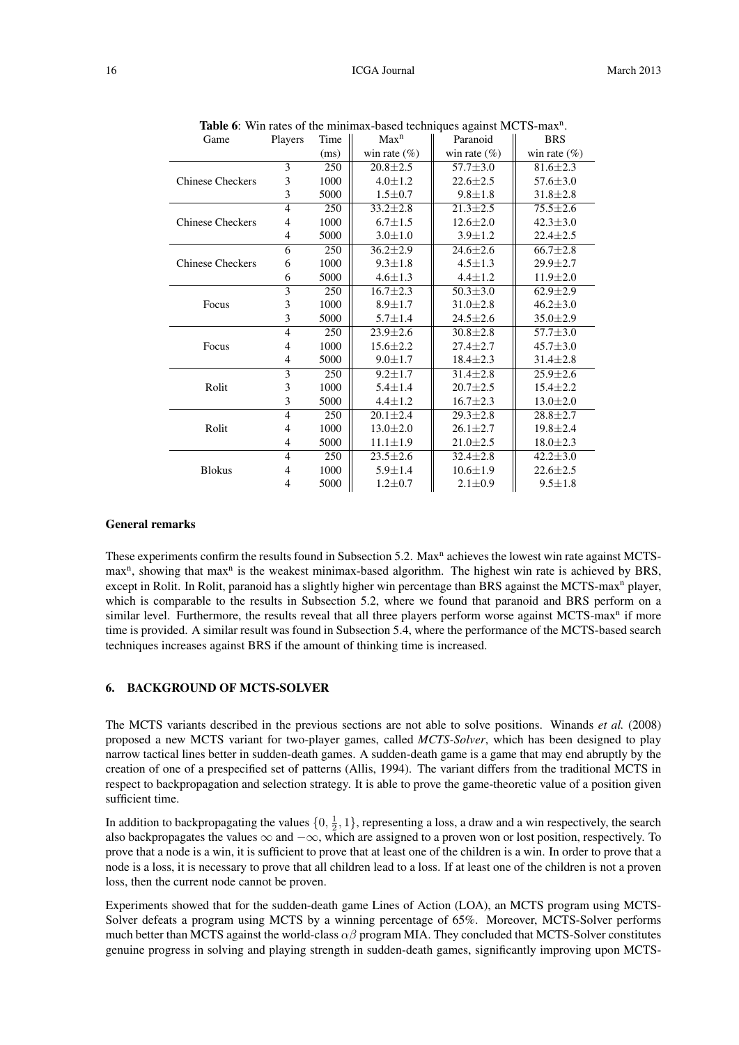**Table 6**: Win rates of the minimax-based techniques against MCTS-max$^n$.

| Game | Players | Time (ms) | Max$^n$ win rate (%) | Paranoid win rate (%) | BRS win rate (%) |
|---|---|---|---|---|---|
| Chinese Checkers | 3 | 250 | 20.8±2.5 | 57.7±3.0 | 81.6±2.3 |
| Chinese Checkers | 3 | 1000 | 4.0±1.2 | 22.6±2.5 | 57.6±3.0 |
| Chinese Checkers | 3 | 5000 | 1.5±0.7 | 9.8±1.8 | 31.8±2.8 |
| Chinese Checkers | 4 | 250 | 33.2±2.8 | 21.3±2.5 | 75.5±2.6 |
| Chinese Checkers | 4 | 1000 | 6.7±1.5 | 12.6±2.0 | 42.3±3.0 |
| Chinese Checkers | 4 | 5000 | 3.0±1.0 | 3.9±1.2 | 22.4±2.5 |
| Chinese Checkers | 6 | 250 | 36.2±2.9 | 24.6±2.6 | 66.7±2.8 |
| Chinese Checkers | 6 | 1000 | 9.3±1.8 | 4.5±1.3 | 29.9±2.7 |
| Chinese Checkers | 6 | 5000 | 4.6±1.3 | 4.4±1.2 | 11.9±2.0 |
| Focus | 3 | 250 | 16.7±2.3 | 50.3±3.0 | 62.9±2.9 |
| Focus | 3 | 1000 | 8.9±1.7 | 31.0±2.8 | 46.2±3.0 |
| Focus | 3 | 5000 | 5.7±1.4 | 24.5±2.6 | 35.0±2.9 |
| Focus | 4 | 250 | 23.9±2.6 | 30.8±2.8 | 57.7±3.0 |
| Focus | 4 | 1000 | 15.6±2.2 | 27.4±2.7 | 45.7±3.0 |
| Focus | 4 | 5000 | 9.0±1.7 | 18.4±2.3 | 31.4±2.8 |
| Rolit | 3 | 250 | 9.2±1.7 | 31.4±2.8 | 25.9±2.6 |
| Rolit | 3 | 1000 | 5.4±1.4 | 20.7±2.5 | 15.4±2.2 |
| Rolit | 3 | 5000 | 4.4±1.2 | 16.7±2.3 | 13.0±2.0 |
| Rolit | 4 | 250 | 20.1±2.4 | 29.3±2.8 | 28.8±2.7 |
| Rolit | 4 | 1000 | 13.0±2.0 | 26.1±2.7 | 19.8±2.4 |
| Rolit | 4 | 5000 | 11.1±1.9 | 21.0±2.5 | 18.0±2.3 |
| Blokus | 4 | 250 | 23.5±2.6 | 32.4±2.8 | 42.2±3.0 |
| Blokus | 4 | 1000 | 5.9±1.4 | 10.6±1.9 | 22.6±2.5 |
| Blokus | 4 | 5000 | 1.2±0.7 | 2.1±0.9 | 9.5±1.8 |

**General remarks**

These experiments confirm the results found in Subsection 5.2. Max$^n$ achieves the lowest win rate against MCTS-max$^n$, showing that max$^n$ is the weakest minimax-based algorithm. The highest win rate is achieved by BRS, except in Rolit. In Rolit, paranoid has a slightly higher win percentage than BRS against the MCTS-max$^n$ player, which is comparable to the results in Subsection 5.2, where we found that paranoid and BRS perform on a similar level. Furthermore, the results reveal that all three players perform worse against MCTS-max$^n$ if more time is provided. A similar result was found in Subsection 5.4, where the performance of the MCTS-based search techniques increases against BRS if the amount of thinking time is increased.

## 6. BACKGROUND OF MCTS-SOLVER

The MCTS variants described in the previous sections are not able to solve positions. Winands *et al.* (2008) proposed a new MCTS variant for two-player games, called *MCTS-Solver*, which has been designed to play narrow tactical lines better in sudden-death games. A sudden-death game is a game that may end abruptly by the creation of one of a prespecified set of patterns (Allis, 1994). The variant differs from the traditional MCTS in respect to backpropagation and selection strategy. It is able to prove the game-theoretic value of a position given sufficient time.

In addition to backpropagating the values $\{0, \frac{1}{2}, 1\}$, representing a loss, a draw and a win respectively, the search also backpropagates the values $\infty$ and $-\infty$, which are assigned to a proven won or lost position, respectively. To prove that a node is a win, it is sufficient to prove that at least one of the children is a win. In order to prove that a node is a loss, it is necessary to prove that all children lead to a loss. If at least one of the children is not a proven loss, then the current node cannot be proven.

Experiments showed that for the sudden-death game Lines of Action (LOA), an MCTS program using MCTS-Solver defeats a program using MCTS by a winning percentage of 65%. Moreover, MCTS-Solver performs much better than MCTS against the world-class $\alpha\beta$ program MIA. They concluded that MCTS-Solver constitutes genuine progress in solving and playing strength in sudden-death games, significantly improving upon MCTS-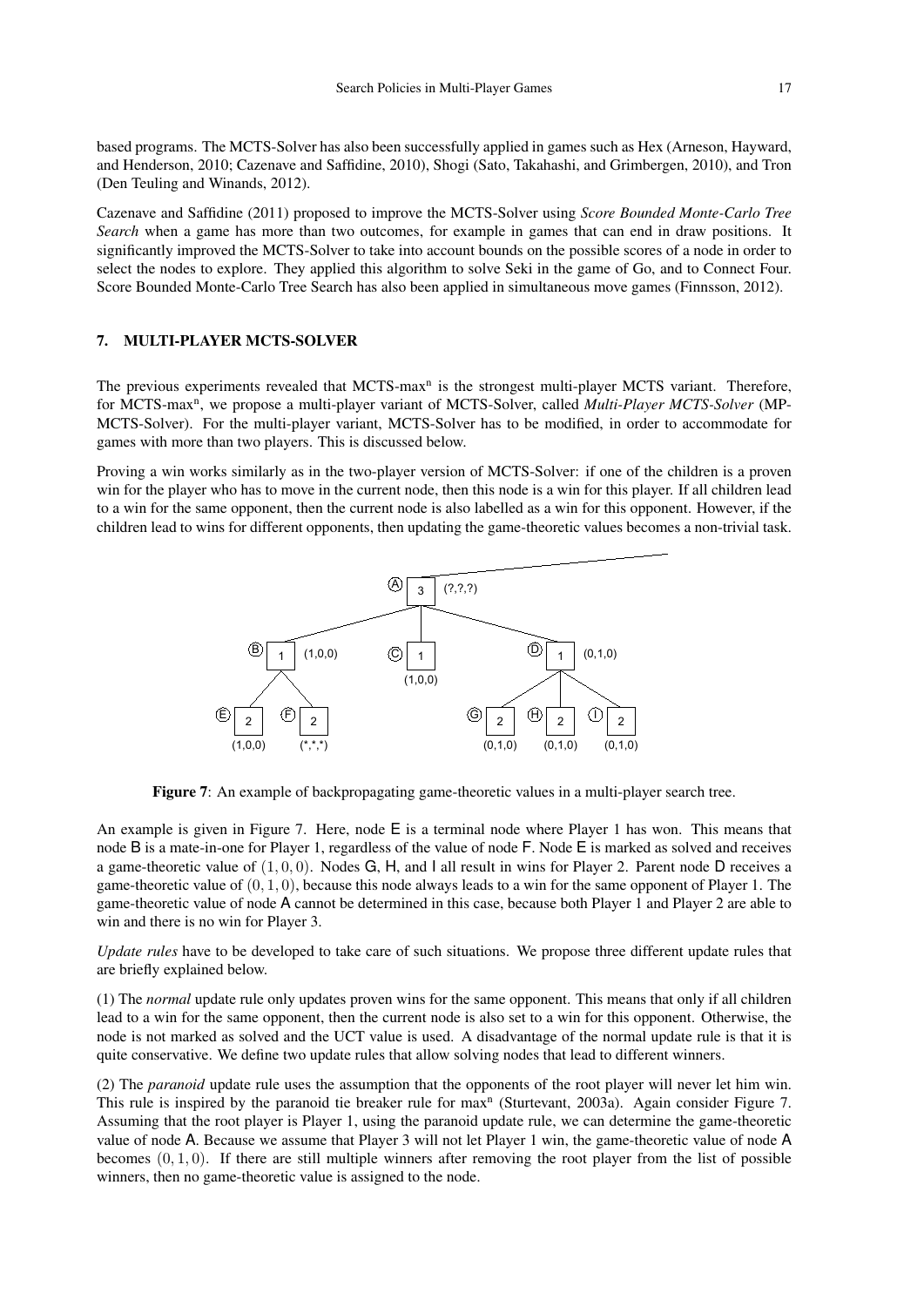based programs. The MCTS-Solver has also been successfully applied in games such as Hex (Arneson, Hayward, and Henderson, 2010; Cazenave and Saffidine, 2010), Shogi (Sato, Takahashi, and Grimbergen, 2010), and Tron (Den Teuling and Winands, 2012).

Cazenave and Saffidine (2011) proposed to improve the MCTS-Solver using *Score Bounded Monte-Carlo Tree Search* when a game has more than two outcomes, for example in games that can end in draw positions. It significantly improved the MCTS-Solver to take into account bounds on the possible scores of a node in order to select the nodes to explore. They applied this algorithm to solve Seki in the game of Go, and to Connect Four. Score Bounded Monte-Carlo Tree Search has also been applied in simultaneous move games (Finnsson, 2012).

## 7. MULTI-PLAYER MCTS-SOLVER

The previous experiments revealed that MCTS-max$^n$ is the strongest multi-player MCTS variant. Therefore, for MCTS-max$^n$, we propose a multi-player variant of MCTS-Solver, called *Multi-Player MCTS-Solver* (MP-MCTS-Solver). For the multi-player variant, MCTS-Solver has to be modified, in order to accommodate for games with more than two players. This is discussed below.

Proving a win works similarly as in the two-player version of MCTS-Solver: if one of the children is a proven win for the player who has to move in the current node, then this node is a win for this player. If all children lead to a win for the same opponent, then the current node is also labelled as a win for this opponent. However, if the children lead to wins for different opponents, then updating the game-theoretic values becomes a non-trivial task.

**Figure 7**: An example of backpropagating game-theoretic values in a multi-player search tree.

An example is given in Figure 7. Here, node E is a terminal node where Player 1 has won. This means that node B is a mate-in-one for Player 1, regardless of the value of node F. Node E is marked as solved and receives a game-theoretic value of $(1, 0, 0)$. Nodes G, H, and I all result in wins for Player 2. Parent node D receives a game-theoretic value of $(0, 1, 0)$, because this node always leads to a win for the same opponent of Player 1. The game-theoretic value of node A cannot be determined in this case, because both Player 1 and Player 2 are able to win and there is no win for Player 3.

*Update rules* have to be developed to take care of such situations. We propose three different update rules that are briefly explained below.

(1) The *normal* update rule only updates proven wins for the same opponent. This means that only if all children lead to a win for the same opponent, then the current node is also set to a win for this opponent. Otherwise, the node is not marked as solved and the UCT value is used. A disadvantage of the normal update rule is that it is quite conservative. We define two update rules that allow solving nodes that lead to different winners.

(2) The *paranoid* update rule uses the assumption that the opponents of the root player will never let him win. This rule is inspired by the paranoid tie breaker rule for max$^n$ (Sturtevant, 2003a). Again consider Figure 7. Assuming that the root player is Player 1, using the paranoid update rule, we can determine the game-theoretic value of node A. Because we assume that Player 3 will not let Player 1 win, the game-theoretic value of node A becomes $(0, 1, 0)$. If there are still multiple winners after removing the root player from the list of possible winners, then no game-theoretic value is assigned to the node.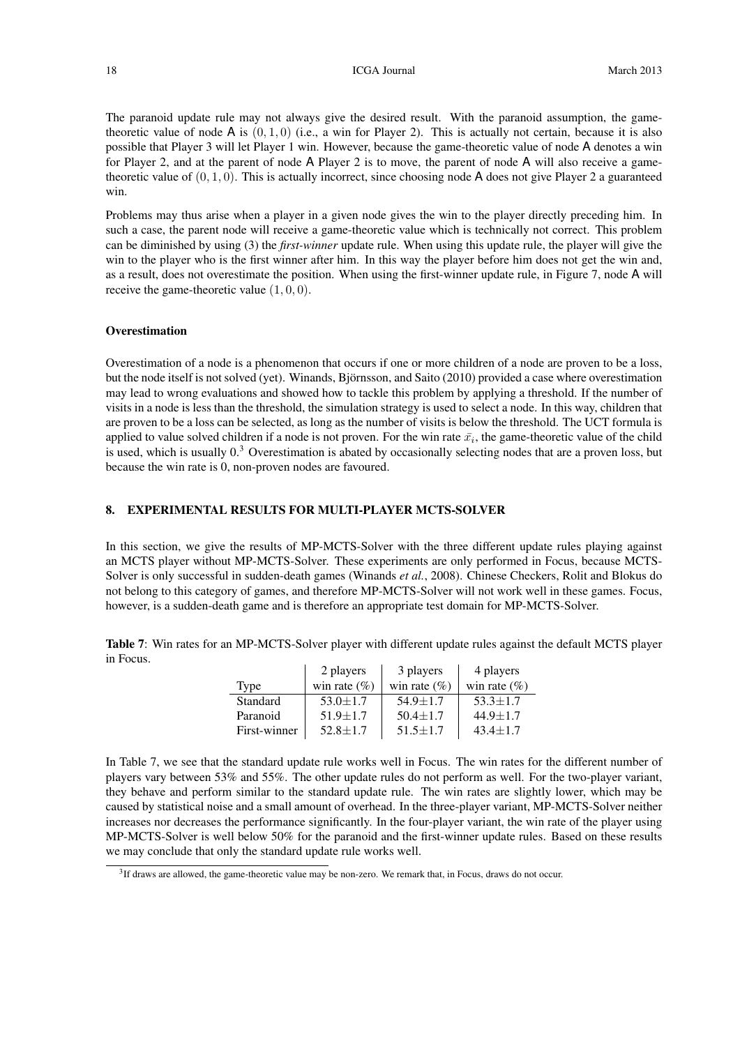The paranoid update rule may not always give the desired result. With the paranoid assumption, the game-theoretic value of node A is $(0, 1, 0)$ (i.e., a win for Player 2). This is actually not certain, because it is also possible that Player 3 will let Player 1 win. However, because the game-theoretic value of node A denotes a win for Player 2, and at the parent of node A Player 2 is to move, the parent of node A will also receive a game-theoretic value of $(0, 1, 0)$. This is actually incorrect, since choosing node A does not give Player 2 a guaranteed win.

Problems may thus arise when a player in a given node gives the win to the player directly preceding him. In such a case, the parent node will receive a game-theoretic value which is technically not correct. This problem can be diminished by using (3) the *first-winner* update rule. When using this update rule, the player will give the win to the player who is the first winner after him. In this way the player before him does not get the win and, as a result, does not overestimate the position. When using the first-winner update rule, in Figure 7, node A will receive the game-theoretic value $(1, 0, 0)$.

**Overestimation**

Overestimation of a node is a phenomenon that occurs if one or more children of a node are proven to be a loss, but the node itself is not solved (yet). Winands, Björnsson, and Saito (2010) provided a case where overestimation may lead to wrong evaluations and showed how to tackle this problem by applying a threshold. If the number of visits in a node is less than the threshold, the simulation strategy is used to select a node. In this way, children that are proven to be a loss can be selected, as long as the number of visits is below the threshold. The UCT formula is applied to value solved children if a node is not proven. For the win rate $\bar{x}_i$, the game-theoretic value of the child is used, which is usually 0.[3] Overestimation is abated by occasionally selecting nodes that are a proven loss, but because the win rate is 0, non-proven nodes are favoured.

## 8. EXPERIMENTAL RESULTS FOR MULTI-PLAYER MCTS-SOLVER

In this section, we give the results of MP-MCTS-Solver with the three different update rules playing against an MCTS player without MP-MCTS-Solver. These experiments are only performed in Focus, because MCTS-Solver is only successful in sudden-death games (Winands *et al.*, 2008). Chinese Checkers, Rolit and Blokus do not belong to this category of games, and therefore MP-MCTS-Solver will not work well in these games. Focus, however, is a sudden-death game and is therefore an appropriate test domain for MP-MCTS-Solver.

**Table 7**: Win rates for an MP-MCTS-Solver player with different update rules against the default MCTS player in Focus.

| Type | 2 players win rate (%) | 3 players win rate (%) | 4 players win rate (%) |
|---|---|---|---|
| Standard | 53.0±1.7 | 54.9±1.7 | 53.3±1.7 |
| Paranoid | 51.9±1.7 | 50.4±1.7 | 44.9±1.7 |
| First-winner | 52.8±1.7 | 51.5±1.7 | 43.4±1.7 |

In Table 7, we see that the standard update rule works well in Focus. The win rates for the different number of players vary between 53% and 55%. The other update rules do not perform as well. For the two-player variant, they behave and perform similar to the standard update rule. The win rates are slightly lower, which may be caused by statistical noise and a small amount of overhead. In the three-player variant, MP-MCTS-Solver neither increases nor decreases the performance significantly. In the four-player variant, the win rate of the player using MP-MCTS-Solver is well below 50% for the paranoid and the first-winner update rules. Based on these results we may conclude that only the standard update rule works well.

[3] If draws are allowed, the game-theoretic value may be non-zero. We remark that, in Focus, draws do not occur.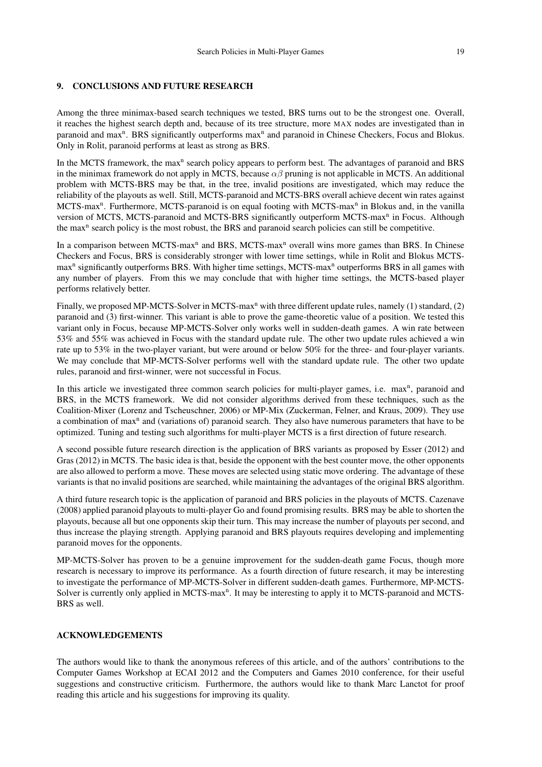## 9. CONCLUSIONS AND FUTURE RESEARCH

Among the three minimax-based search techniques we tested, BRS turns out to be the strongest one. Overall, it reaches the highest search depth and, because of its tree structure, more MAX nodes are investigated than in paranoid and max$^n$. BRS significantly outperforms max$^n$ and paranoid in Chinese Checkers, Focus and Blokus. Only in Rolit, paranoid performs at least as strong as BRS.

In the MCTS framework, the max$^n$ search policy appears to perform best. The advantages of paranoid and BRS in the minimax framework do not apply in MCTS, because $\alpha\beta$ pruning is not applicable in MCTS. An additional problem with MCTS-BRS may be that, in the tree, invalid positions are investigated, which may reduce the reliability of the playouts as well. Still, MCTS-paranoid and MCTS-BRS overall achieve decent win rates against MCTS-max$^n$. Furthermore, MCTS-paranoid is on equal footing with MCTS-max$^n$ in Blokus and, in the vanilla version of MCTS, MCTS-paranoid and MCTS-BRS significantly outperform MCTS-max$^n$ in Focus. Although the max$^n$ search policy is the most robust, the BRS and paranoid search policies can still be competitive.

In a comparison between MCTS-max$^n$ and BRS, MCTS-max$^n$ overall wins more games than BRS. In Chinese Checkers and Focus, BRS is considerably stronger with lower time settings, while in Rolit and Blokus MCTS-max$^n$ significantly outperforms BRS. With higher time settings, MCTS-max$^n$ outperforms BRS in all games with any number of players. From this we may conclude that with higher time settings, the MCTS-based player performs relatively better.

Finally, we proposed MP-MCTS-Solver in MCTS-max$^n$ with three different update rules, namely (1) standard, (2) paranoid and (3) first-winner. This variant is able to prove the game-theoretic value of a position. We tested this variant only in Focus, because MP-MCTS-Solver only works well in sudden-death games. A win rate between 53% and 55% was achieved in Focus with the standard update rule. The other two update rules achieved a win rate up to 53% in the two-player variant, but were around or below 50% for the three- and four-player variants. We may conclude that MP-MCTS-Solver performs well with the standard update rule. The other two update rules, paranoid and first-winner, were not successful in Focus.

In this article we investigated three common search policies for multi-player games, i.e. max$^n$, paranoid and BRS, in the MCTS framework. We did not consider algorithms derived from these techniques, such as the Coalition-Mixer (Lorenz and Tscheuschner, 2006) or MP-Mix (Zuckerman, Felner, and Kraus, 2009). They use a combination of max$^n$ and (variations of) paranoid search. They also have numerous parameters that have to be optimized. Tuning and testing such algorithms for multi-player MCTS is a first direction of future research.

A second possible future research direction is the application of BRS variants as proposed by Esser (2012) and Gras (2012) in MCTS. The basic idea is that, beside the opponent with the best counter move, the other opponents are also allowed to perform a move. These moves are selected using static move ordering. The advantage of these variants is that no invalid positions are searched, while maintaining the advantages of the original BRS algorithm.

A third future research topic is the application of paranoid and BRS policies in the playouts of MCTS. Cazenave (2008) applied paranoid playouts to multi-player Go and found promising results. BRS may be able to shorten the playouts, because all but one opponents skip their turn. This may increase the number of playouts per second, and thus increase the playing strength. Applying paranoid and BRS playouts requires developing and implementing paranoid moves for the opponents.

MP-MCTS-Solver has proven to be a genuine improvement for the sudden-death game Focus, though more research is necessary to improve its performance. As a fourth direction of future research, it may be interesting to investigate the performance of MP-MCTS-Solver in different sudden-death games. Furthermore, MP-MCTS-Solver is currently only applied in MCTS-max$^n$. It may be interesting to apply it to MCTS-paranoid and MCTS-BRS as well.

## ACKNOWLEDGEMENTS

The authors would like to thank the anonymous referees of this article, and of the authors' contributions to the Computer Games Workshop at ECAI 2012 and the Computers and Games 2010 conference, for their useful suggestions and constructive criticism. Furthermore, the authors would like to thank Marc Lanctot for proof reading this article and his suggestions for improving its quality.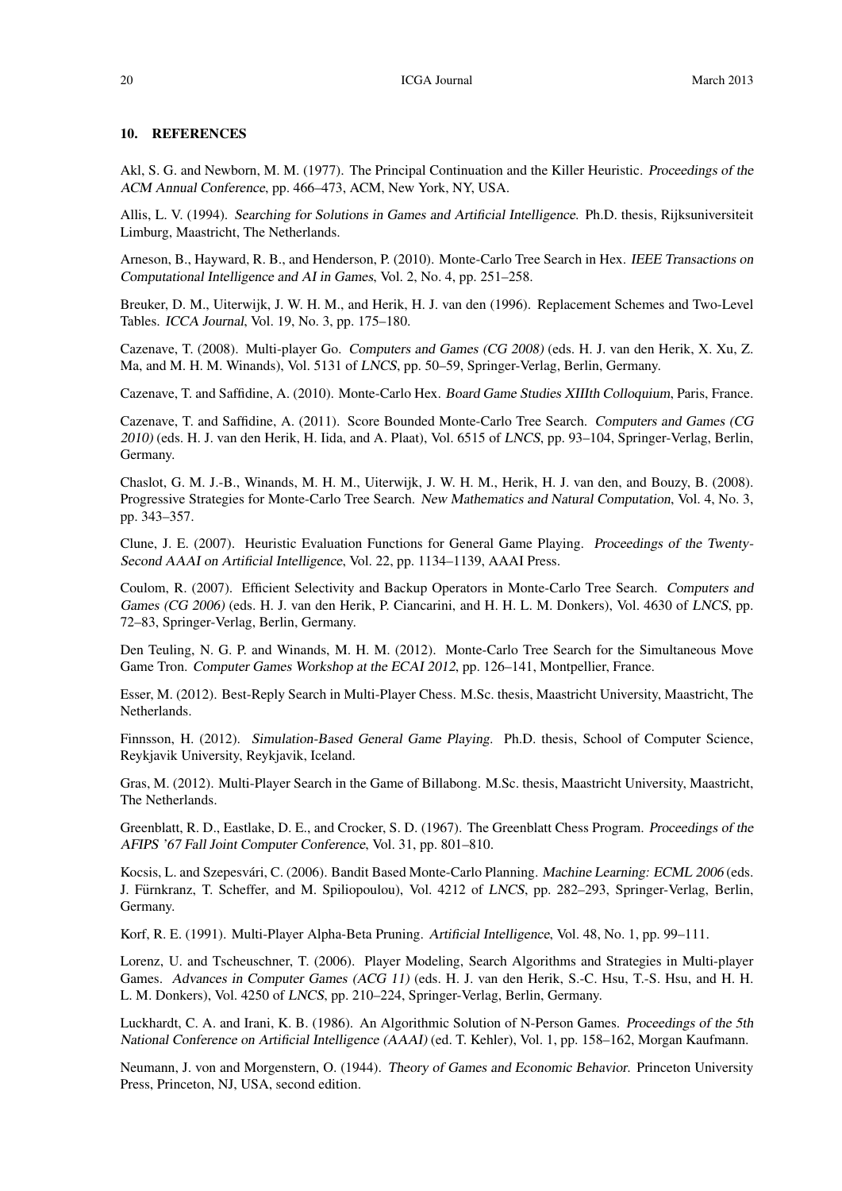## 10. REFERENCES

Akl, S. G. and Newborn, M. M. (1977). The Principal Continuation and the Killer Heuristic. *Proceedings of the ACM Annual Conference*, pp. 466–473, ACM, New York, NY, USA.

Allis, L. V. (1994). *Searching for Solutions in Games and Artificial Intelligence*. Ph.D. thesis, Rijksuniversiteit Limburg, Maastricht, The Netherlands.

Arneson, B., Hayward, R. B., and Henderson, P. (2010). Monte-Carlo Tree Search in Hex. *IEEE Transactions on Computational Intelligence and AI in Games*, Vol. 2, No. 4, pp. 251–258.

Breuker, D. M., Uiterwijk, J. W. H. M., and Herik, H. J. van den (1996). Replacement Schemes and Two-Level Tables. *ICCA Journal*, Vol. 19, No. 3, pp. 175–180.

Cazenave, T. (2008). Multi-player Go. *Computers and Games (CG 2008)* (eds. H. J. van den Herik, X. Xu, Z. Ma, and M. H. M. Winands), Vol. 5131 of *LNCS*, pp. 50–59, Springer-Verlag, Berlin, Germany.

Cazenave, T. and Saffidine, A. (2010). Monte-Carlo Hex. *Board Game Studies XIIIth Colloquium*, Paris, France.

Cazenave, T. and Saffidine, A. (2011). Score Bounded Monte-Carlo Tree Search. *Computers and Games (CG 2010)* (eds. H. J. van den Herik, H. Iida, and A. Plaat), Vol. 6515 of *LNCS*, pp. 93–104, Springer-Verlag, Berlin, Germany.

Chaslot, G. M. J.-B., Winands, M. H. M., Uiterwijk, J. W. H. M., Herik, H. J. van den, and Bouzy, B. (2008). Progressive Strategies for Monte-Carlo Tree Search. *New Mathematics and Natural Computation*, Vol. 4, No. 3, pp. 343–357.

Clune, J. E. (2007). Heuristic Evaluation Functions for General Game Playing. *Proceedings of the Twenty-Second AAAI on Artificial Intelligence*, Vol. 22, pp. 1134–1139, AAAI Press.

Coulom, R. (2007). Efficient Selectivity and Backup Operators in Monte-Carlo Tree Search. *Computers and Games (CG 2006)* (eds. H. J. van den Herik, P. Ciancarini, and H. H. L. M. Donkers), Vol. 4630 of *LNCS*, pp. 72–83, Springer-Verlag, Berlin, Germany.

Den Teuling, N. G. P. and Winands, M. H. M. (2012). Monte-Carlo Tree Search for the Simultaneous Move Game Tron. *Computer Games Workshop at the ECAI 2012*, pp. 126–141, Montpellier, France.

Esser, M. (2012). Best-Reply Search in Multi-Player Chess. M.Sc. thesis, Maastricht University, Maastricht, The Netherlands.

Finnsson, H. (2012). *Simulation-Based General Game Playing*. Ph.D. thesis, School of Computer Science, Reykjavik University, Reykjavik, Iceland.

Gras, M. (2012). Multi-Player Search in the Game of Billabong. M.Sc. thesis, Maastricht University, Maastricht, The Netherlands.

Greenblatt, R. D., Eastlake, D. E., and Crocker, S. D. (1967). The Greenblatt Chess Program. *Proceedings of the AFIPS '67 Fall Joint Computer Conference*, Vol. 31, pp. 801–810.

Kocsis, L. and Szepesvári, C. (2006). Bandit Based Monte-Carlo Planning. *Machine Learning: ECML 2006* (eds. J. Fürnkranz, T. Scheffer, and M. Spiliopoulou), Vol. 4212 of *LNCS*, pp. 282–293, Springer-Verlag, Berlin, Germany.

Korf, R. E. (1991). Multi-Player Alpha-Beta Pruning. *Artificial Intelligence*, Vol. 48, No. 1, pp. 99–111.

Lorenz, U. and Tscheuschner, T. (2006). Player Modeling, Search Algorithms and Strategies in Multi-player Games. *Advances in Computer Games (ACG 11)* (eds. H. J. van den Herik, S.-C. Hsu, T.-S. Hsu, and H. H. L. M. Donkers), Vol. 4250 of *LNCS*, pp. 210–224, Springer-Verlag, Berlin, Germany.

Luckhardt, C. A. and Irani, K. B. (1986). An Algorithmic Solution of N-Person Games. *Proceedings of the 5th National Conference on Artificial Intelligence (AAAI)* (ed. T. Kehler), Vol. 1, pp. 158–162, Morgan Kaufmann.

Neumann, J. von and Morgenstern, O. (1944). *Theory of Games and Economic Behavior*. Princeton University Press, Princeton, NJ, USA, second edition.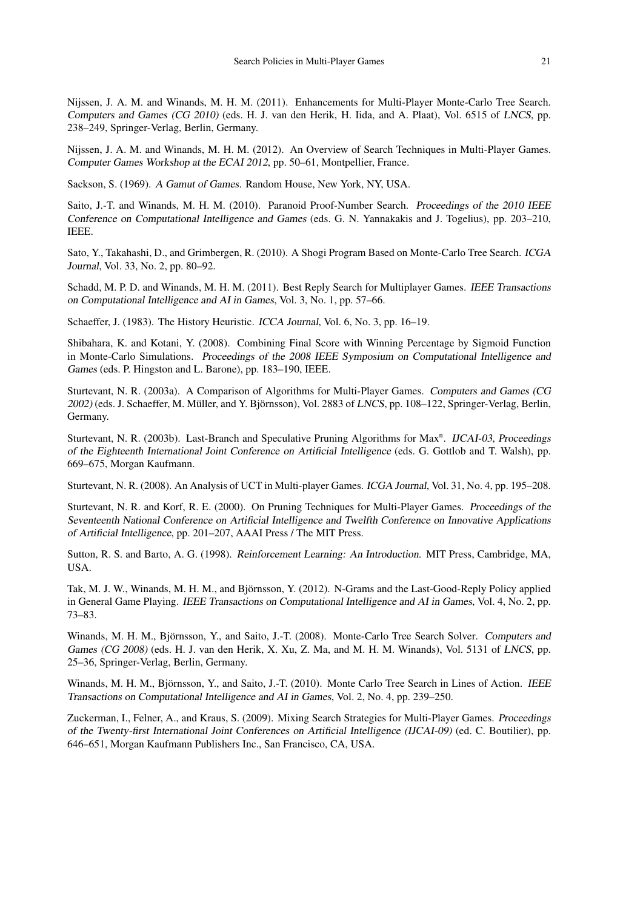Nijssen, J. A. M. and Winands, M. H. M. (2011). Enhancements for Multi-Player Monte-Carlo Tree Search. *Computers and Games (CG 2010)* (eds. H. J. van den Herik, H. Iida, and A. Plaat), Vol. 6515 of *LNCS*, pp. 238–249, Springer-Verlag, Berlin, Germany.

Nijssen, J. A. M. and Winands, M. H. M. (2012). An Overview of Search Techniques in Multi-Player Games. *Computer Games Workshop at the ECAI 2012*, pp. 50–61, Montpellier, France.

Sackson, S. (1969). *A Gamut of Games*. Random House, New York, NY, USA.

Saito, J.-T. and Winands, M. H. M. (2010). Paranoid Proof-Number Search. *Proceedings of the 2010 IEEE Conference on Computational Intelligence and Games* (eds. G. N. Yannakakis and J. Togelius), pp. 203–210, IEEE.

Sato, Y., Takahashi, D., and Grimbergen, R. (2010). A Shogi Program Based on Monte-Carlo Tree Search. *ICGA Journal*, Vol. 33, No. 2, pp. 80–92.

Schadd, M. P. D. and Winands, M. H. M. (2011). Best Reply Search for Multiplayer Games. *IEEE Transactions on Computational Intelligence and AI in Games*, Vol. 3, No. 1, pp. 57–66.

Schaeffer, J. (1983). The History Heuristic. *ICCA Journal*, Vol. 6, No. 3, pp. 16–19.

Shibahara, K. and Kotani, Y. (2008). Combining Final Score with Winning Percentage by Sigmoid Function in Monte-Carlo Simulations. *Proceedings of the 2008 IEEE Symposium on Computational Intelligence and Games* (eds. P. Hingston and L. Barone), pp. 183–190, IEEE.

Sturtevant, N. R. (2003a). A Comparison of Algorithms for Multi-Player Games. *Computers and Games (CG 2002)* (eds. J. Schaeffer, M. Müller, and Y. Björnsson), Vol. 2883 of *LNCS*, pp. 108–122, Springer-Verlag, Berlin, Germany.

Sturtevant, N. R. (2003b). Last-Branch and Speculative Pruning Algorithms for Max$^n$. *IJCAI-03, Proceedings of the Eighteenth International Joint Conference on Artificial Intelligence* (eds. G. Gottlob and T. Walsh), pp. 669–675, Morgan Kaufmann.

Sturtevant, N. R. (2008). An Analysis of UCT in Multi-player Games. *ICGA Journal*, Vol. 31, No. 4, pp. 195–208.

Sturtevant, N. R. and Korf, R. E. (2000). On Pruning Techniques for Multi-Player Games. *Proceedings of the Seventeenth National Conference on Artificial Intelligence and Twelfth Conference on Innovative Applications of Artificial Intelligence*, pp. 201–207, AAAI Press / The MIT Press.

Sutton, R. S. and Barto, A. G. (1998). *Reinforcement Learning: An Introduction*. MIT Press, Cambridge, MA, USA.

Tak, M. J. W., Winands, M. H. M., and Björnsson, Y. (2012). N-Grams and the Last-Good-Reply Policy applied in General Game Playing. *IEEE Transactions on Computational Intelligence and AI in Games*, Vol. 4, No. 2, pp. 73–83.

Winands, M. H. M., Björnsson, Y., and Saito, J.-T. (2008). Monte-Carlo Tree Search Solver. *Computers and Games (CG 2008)* (eds. H. J. van den Herik, X. Xu, Z. Ma, and M. H. M. Winands), Vol. 5131 of *LNCS*, pp. 25–36, Springer-Verlag, Berlin, Germany.

Winands, M. H. M., Björnsson, Y., and Saito, J.-T. (2010). Monte Carlo Tree Search in Lines of Action. *IEEE Transactions on Computational Intelligence and AI in Games*, Vol. 2, No. 4, pp. 239–250.

Zuckerman, I., Felner, A., and Kraus, S. (2009). Mixing Search Strategies for Multi-Player Games. *Proceedings of the Twenty-first International Joint Conferences on Artificial Intelligence (IJCAI-09)* (ed. C. Boutilier), pp. 646–651, Morgan Kaufmann Publishers Inc., San Francisco, CA, USA.